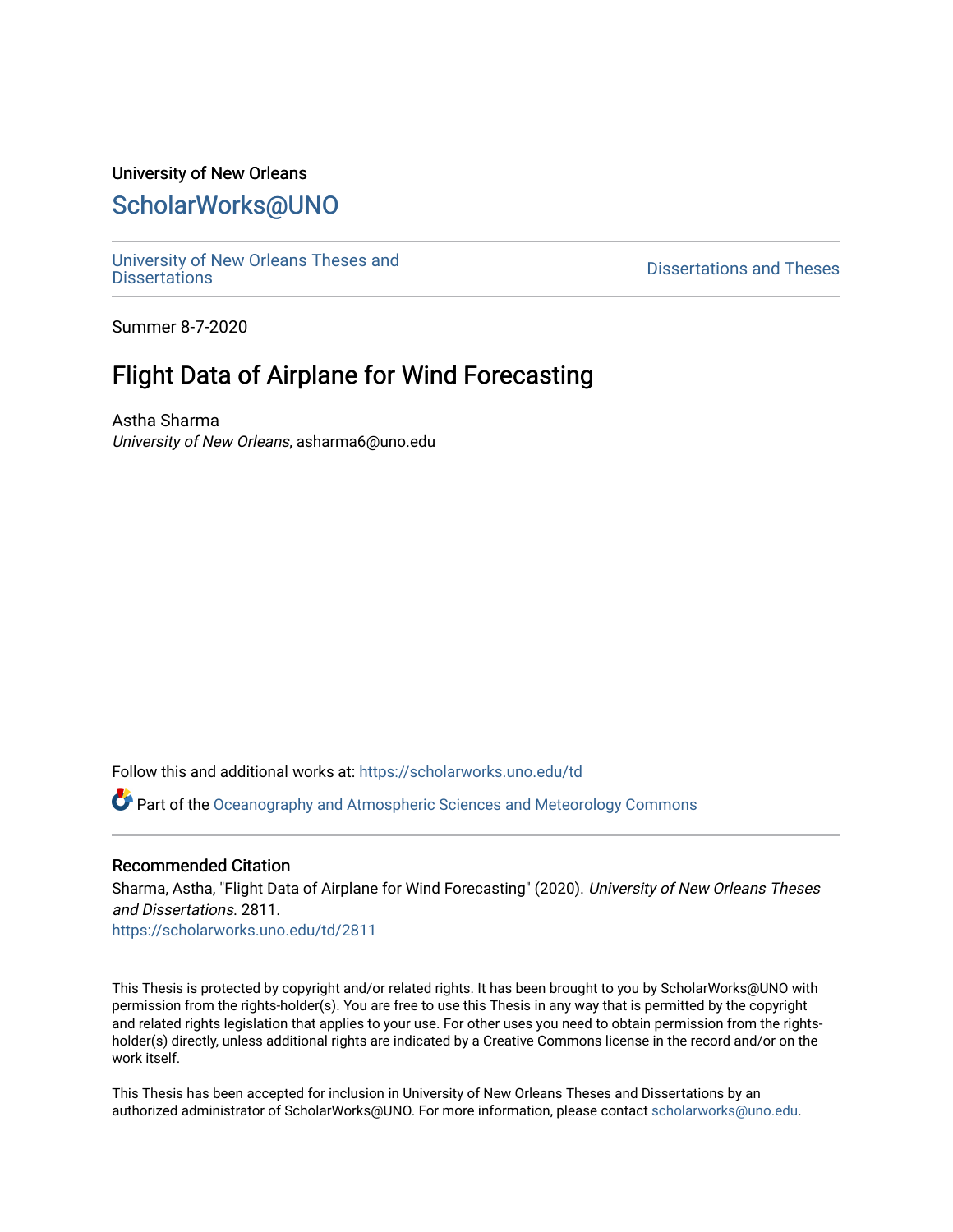University of New Orleans

# ScholarWorks@UNO

University of New Orleans Theses and Dissertations | Dissertations and Theses

Summer 8-7-2020

## Flight Data of Airplane for Wind Forecasting

Astha Sharma
*University of New Orleans*, asharma6@uno.edu

Follow this and additional works at: https://scholarworks.uno.edu/td

Part of the Oceanography and Atmospheric Sciences and Meteorology Commons

### Recommended Citation

Sharma, Astha, "Flight Data of Airplane for Wind Forecasting" (2020). *University of New Orleans Theses and Dissertations*. 2811.
https://scholarworks.uno.edu/td/2811

This Thesis is protected by copyright and/or related rights. It has been brought to you by ScholarWorks@UNO with permission from the rights-holder(s). You are free to use this Thesis in any way that is permitted by the copyright and related rights legislation that applies to your use. For other uses you need to obtain permission from the rights-holder(s) directly, unless additional rights are indicated by a Creative Commons license in the record and/or on the work itself.

This Thesis has been accepted for inclusion in University of New Orleans Theses and Dissertations by an authorized administrator of ScholarWorks@UNO. For more information, please contact scholarworks@uno.edu.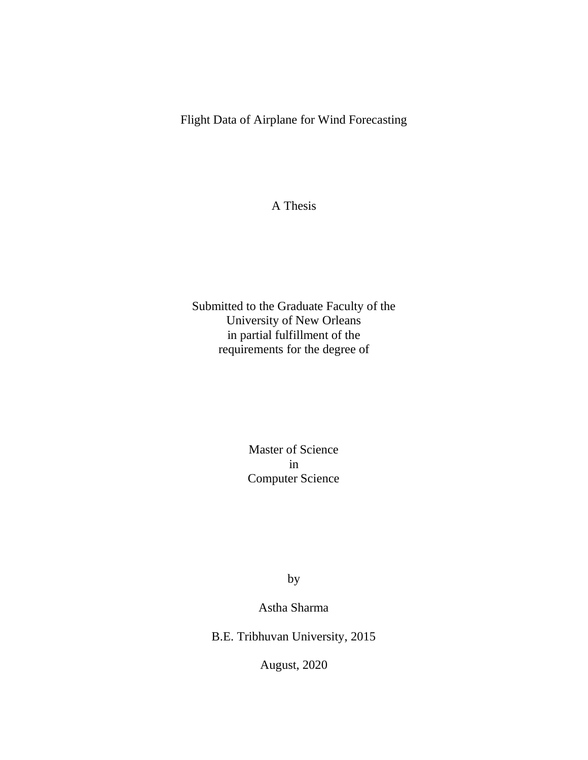# Flight Data of Airplane for Wind Forecasting

A Thesis

Submitted to the Graduate Faculty of the
University of New Orleans
in partial fulfillment of the
requirements for the degree of

Master of Science
in
Computer Science

by

Astha Sharma

B.E. Tribhuvan University, 2015

August, 2020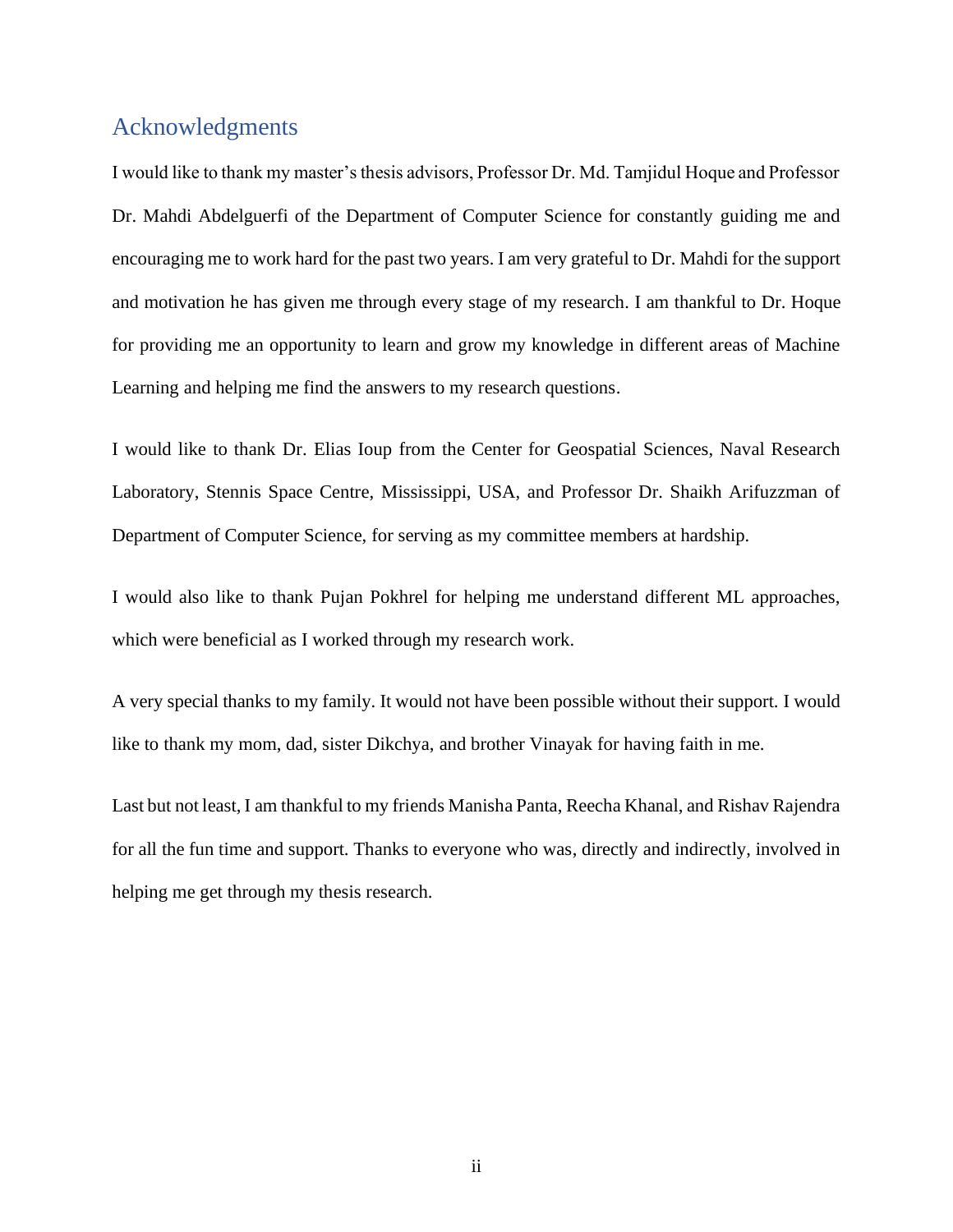## Acknowledgments

I would like to thank my master's thesis advisors, Professor Dr. Md. Tamjidul Hoque and Professor Dr. Mahdi Abdelguerfi of the Department of Computer Science for constantly guiding me and encouraging me to work hard for the past two years. I am very grateful to Dr. Mahdi for the support and motivation he has given me through every stage of my research. I am thankful to Dr. Hoque for providing me an opportunity to learn and grow my knowledge in different areas of Machine Learning and helping me find the answers to my research questions.

I would like to thank Dr. Elias Ioup from the Center for Geospatial Sciences, Naval Research Laboratory, Stennis Space Centre, Mississippi, USA, and Professor Dr. Shaikh Arifuzzman of Department of Computer Science, for serving as my committee members at hardship.

I would also like to thank Pujan Pokhrel for helping me understand different ML approaches, which were beneficial as I worked through my research work.

A very special thanks to my family. It would not have been possible without their support. I would like to thank my mom, dad, sister Dikchya, and brother Vinayak for having faith in me.

Last but not least, I am thankful to my friends Manisha Panta, Reecha Khanal, and Rishav Rajendra for all the fun time and support. Thanks to everyone who was, directly and indirectly, involved in helping me get through my thesis research.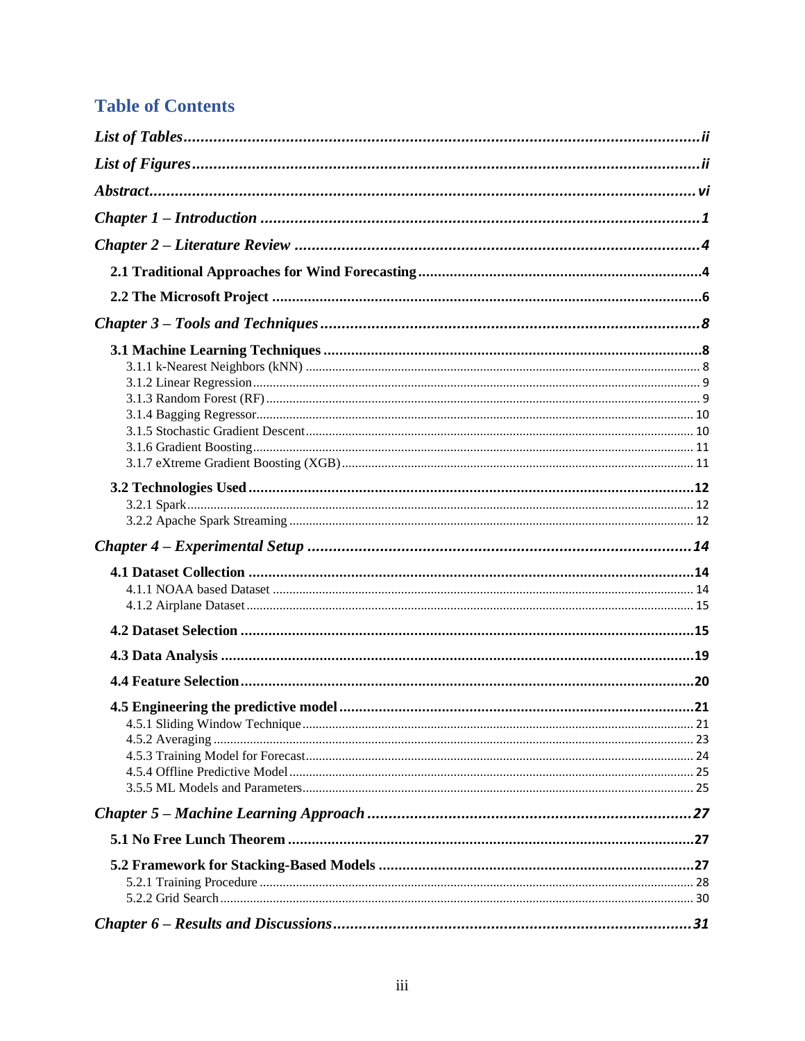## Table of Contents

*List of Tables* ........................................................................ *ii*

*List of Figures* ........................................................................ *ii*

*Abstract* ........................................................................ *vi*

*Chapter 1 – Introduction* ........................................................................ *1*

*Chapter 2 – Literature Review* ........................................................................ *4*

**2.1 Traditional Approaches for Wind Forecasting** ........................................................................ **4**

**2.2 The Microsoft Project** ........................................................................ **6**

*Chapter 3 – Tools and Techniques* ........................................................................ *8*

**3.1 Machine Learning Techniques** ........................................................................ **8**

3.1.1 k-Nearest Neighbors (kNN) ........................................................................ 8

3.1.2 Linear Regression ........................................................................ 9

3.1.3 Random Forest (RF) ........................................................................ 9

3.1.4 Bagging Regressor ........................................................................ 10

3.1.5 Stochastic Gradient Descent ........................................................................ 10

3.1.6 Gradient Boosting ........................................................................ 11

3.1.7 eXtreme Gradient Boosting (XGB) ........................................................................ 11

**3.2 Technologies Used** ........................................................................ **12**

3.2.1 Spark ........................................................................ 12

3.2.2 Apache Spark Streaming ........................................................................ 12

*Chapter 4 – Experimental Setup* ........................................................................ *14*

**4.1 Dataset Collection** ........................................................................ **14**

4.1.1 NOAA based Dataset ........................................................................ 14

4.1.2 Airplane Dataset ........................................................................ 15

**4.2 Dataset Selection** ........................................................................ **15**

**4.3 Data Analysis** ........................................................................ **19**

**4.4 Feature Selection** ........................................................................ **20**

**4.5 Engineering the predictive model** ........................................................................ **21**

4.5.1 Sliding Window Technique ........................................................................ 21

4.5.2 Averaging ........................................................................ 23

4.5.3 Training Model for Forecast ........................................................................ 24

4.5.4 Offline Predictive Model ........................................................................ 25

3.5.5 ML Models and Parameters ........................................................................ 25

*Chapter 5 – Machine Learning Approach* ........................................................................ *27*

**5.1 No Free Lunch Theorem** ........................................................................ **27**

**5.2 Framework for Stacking-Based Models** ........................................................................ **27**

5.2.1 Training Procedure ........................................................................ 28

5.2.2 Grid Search ........................................................................ 30

*Chapter 6 – Results and Discussions* ........................................................................ *31*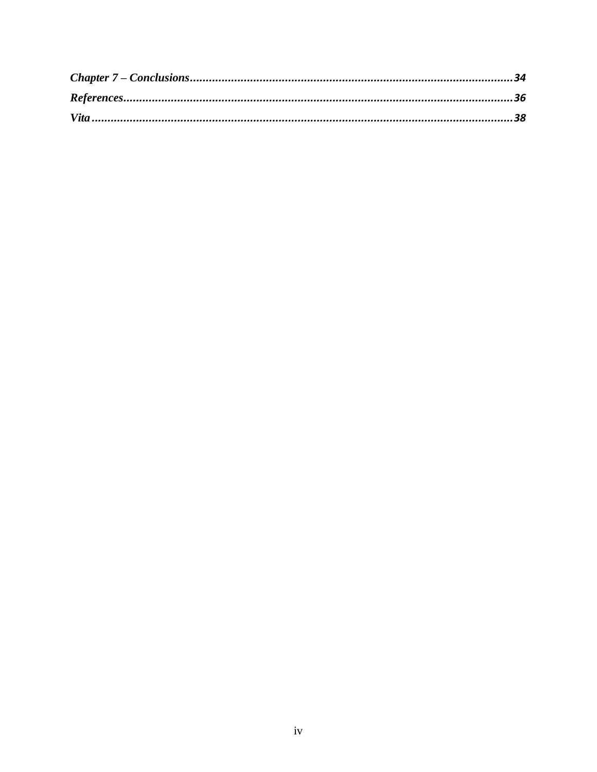***Chapter 7 – Conclusions*......................................................................................................34**

***References*...........................................................................................................................36**

***Vita*.......................................................................................................................................38**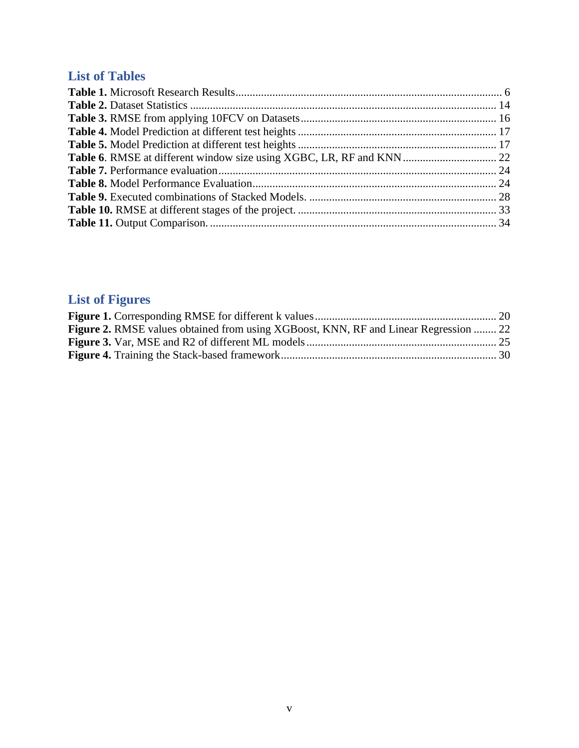## List of Tables

**Table 1.** Microsoft Research Results ............................................................................................ 6
**Table 2.** Dataset Statistics ........................................................................................................ 14
**Table 3.** RMSE from applying 10FCV on Datasets .................................................................. 16
**Table 4.** Model Prediction at different test heights ................................................................... 17
**Table 5.** Model Prediction at different test heights ................................................................... 17
**Table 6**. RMSE at different window size using XGBC, LR, RF and KNN ............................... 22
**Table 7.** Performance evaluation ............................................................................................... 24
**Table 8.** Model Performance Evaluation ................................................................................... 24
**Table 9.** Executed combinations of Stacked Models. ................................................................ 28
**Table 10.** RMSE at different stages of the project. .................................................................... 33
**Table 11.** Output Comparison. ................................................................................................... 34

## List of Figures

**Figure 1.** Corresponding RMSE for different k values .............................................................. 20
**Figure 2.** RMSE values obtained from using XGBoost, KNN, RF and Linear Regression ........ 22
**Figure 3.** Var, MSE and R2 of different ML models ................................................................. 25
**Figure 4.** Training the Stack-based framework .......................................................................... 30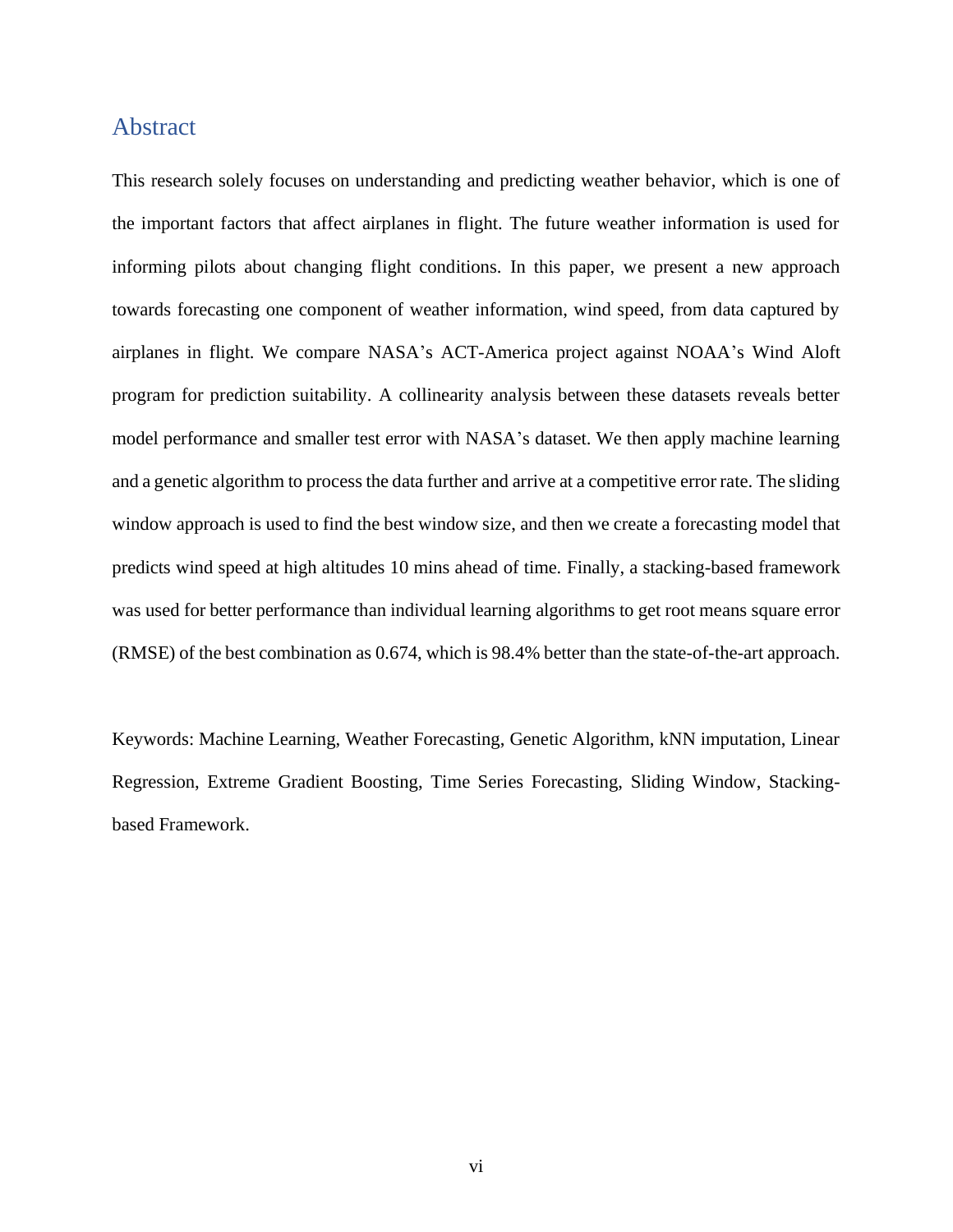# Abstract

This research solely focuses on understanding and predicting weather behavior, which is one of the important factors that affect airplanes in flight. The future weather information is used for informing pilots about changing flight conditions. In this paper, we present a new approach towards forecasting one component of weather information, wind speed, from data captured by airplanes in flight. We compare NASA's ACT-America project against NOAA's Wind Aloft program for prediction suitability. A collinearity analysis between these datasets reveals better model performance and smaller test error with NASA's dataset. We then apply machine learning and a genetic algorithm to process the data further and arrive at a competitive error rate. The sliding window approach is used to find the best window size, and then we create a forecasting model that predicts wind speed at high altitudes 10 mins ahead of time. Finally, a stacking-based framework was used for better performance than individual learning algorithms to get root means square error (RMSE) of the best combination as 0.674, which is 98.4% better than the state-of-the-art approach.

Keywords: Machine Learning, Weather Forecasting, Genetic Algorithm, kNN imputation, Linear Regression, Extreme Gradient Boosting, Time Series Forecasting, Sliding Window, Stacking-based Framework.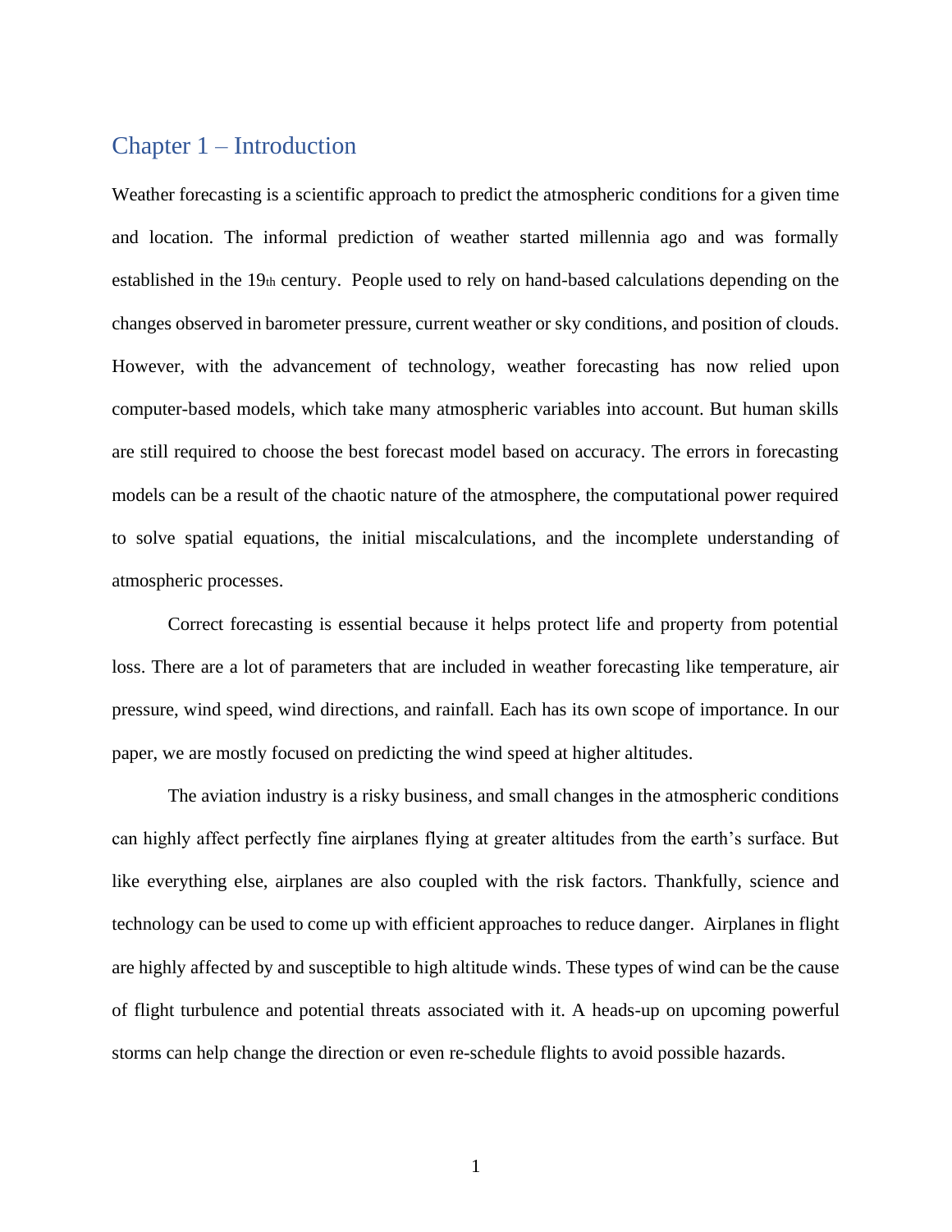# Chapter 1 – Introduction

Weather forecasting is a scientific approach to predict the atmospheric conditions for a given time and location. The informal prediction of weather started millennia ago and was formally established in the $19^{th}$ century. People used to rely on hand-based calculations depending on the changes observed in barometer pressure, current weather or sky conditions, and position of clouds. However, with the advancement of technology, weather forecasting has now relied upon computer-based models, which take many atmospheric variables into account. But human skills are still required to choose the best forecast model based on accuracy. The errors in forecasting models can be a result of the chaotic nature of the atmosphere, the computational power required to solve spatial equations, the initial miscalculations, and the incomplete understanding of atmospheric processes.

Correct forecasting is essential because it helps protect life and property from potential loss. There are a lot of parameters that are included in weather forecasting like temperature, air pressure, wind speed, wind directions, and rainfall. Each has its own scope of importance. In our paper, we are mostly focused on predicting the wind speed at higher altitudes.

The aviation industry is a risky business, and small changes in the atmospheric conditions can highly affect perfectly fine airplanes flying at greater altitudes from the earth's surface. But like everything else, airplanes are also coupled with the risk factors. Thankfully, science and technology can be used to come up with efficient approaches to reduce danger. Airplanes in flight are highly affected by and susceptible to high altitude winds. These types of wind can be the cause of flight turbulence and potential threats associated with it. A heads-up on upcoming powerful storms can help change the direction or even re-schedule flights to avoid possible hazards.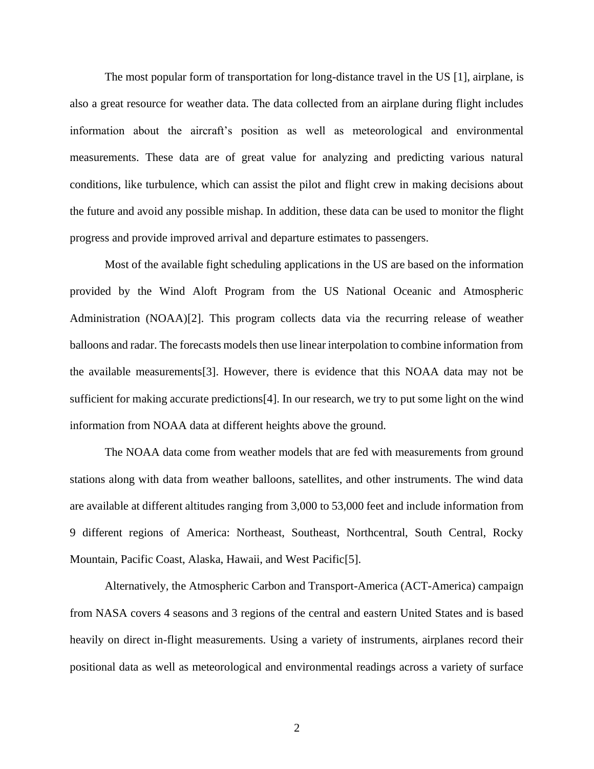The most popular form of transportation for long-distance travel in the US [1], airplane, is also a great resource for weather data. The data collected from an airplane during flight includes information about the aircraft's position as well as meteorological and environmental measurements. These data are of great value for analyzing and predicting various natural conditions, like turbulence, which can assist the pilot and flight crew in making decisions about the future and avoid any possible mishap. In addition, these data can be used to monitor the flight progress and provide improved arrival and departure estimates to passengers.

Most of the available fight scheduling applications in the US are based on the information provided by the Wind Aloft Program from the US National Oceanic and Atmospheric Administration (NOAA)[2]. This program collects data via the recurring release of weather balloons and radar. The forecasts models then use linear interpolation to combine information from the available measurements[3]. However, there is evidence that this NOAA data may not be sufficient for making accurate predictions[4]. In our research, we try to put some light on the wind information from NOAA data at different heights above the ground.

The NOAA data come from weather models that are fed with measurements from ground stations along with data from weather balloons, satellites, and other instruments. The wind data are available at different altitudes ranging from 3,000 to 53,000 feet and include information from 9 different regions of America: Northeast, Southeast, Northcentral, South Central, Rocky Mountain, Pacific Coast, Alaska, Hawaii, and West Pacific[5].

Alternatively, the Atmospheric Carbon and Transport-America (ACT-America) campaign from NASA covers 4 seasons and 3 regions of the central and eastern United States and is based heavily on direct in-flight measurements. Using a variety of instruments, airplanes record their positional data as well as meteorological and environmental readings across a variety of surface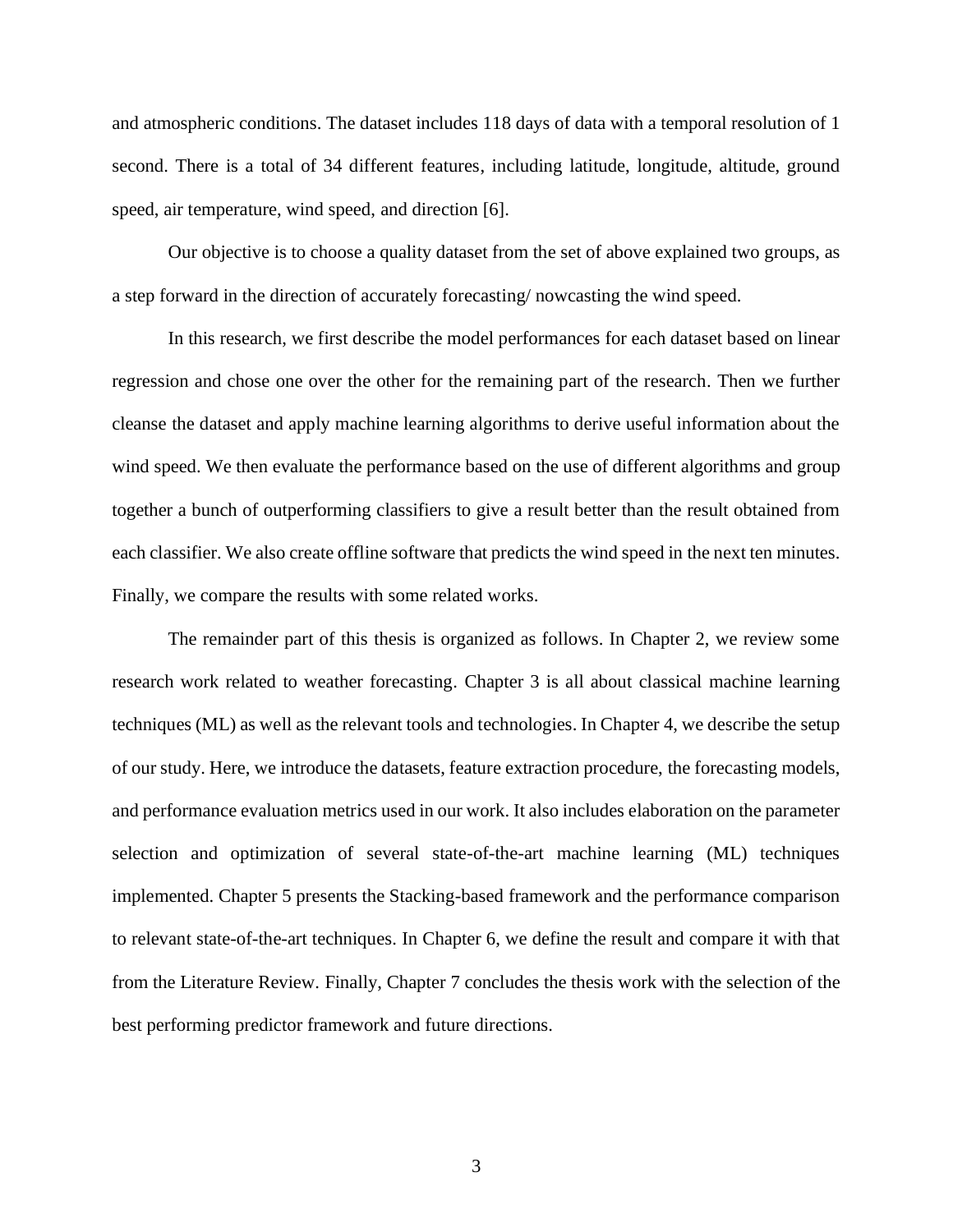and atmospheric conditions. The dataset includes 118 days of data with a temporal resolution of 1 second. There is a total of 34 different features, including latitude, longitude, altitude, ground speed, air temperature, wind speed, and direction [6].

Our objective is to choose a quality dataset from the set of above explained two groups, as a step forward in the direction of accurately forecasting/ nowcasting the wind speed.

In this research, we first describe the model performances for each dataset based on linear regression and chose one over the other for the remaining part of the research. Then we further cleanse the dataset and apply machine learning algorithms to derive useful information about the wind speed. We then evaluate the performance based on the use of different algorithms and group together a bunch of outperforming classifiers to give a result better than the result obtained from each classifier. We also create offline software that predicts the wind speed in the next ten minutes. Finally, we compare the results with some related works.

The remainder part of this thesis is organized as follows. In Chapter 2, we review some research work related to weather forecasting. Chapter 3 is all about classical machine learning techniques (ML) as well as the relevant tools and technologies. In Chapter 4, we describe the setup of our study. Here, we introduce the datasets, feature extraction procedure, the forecasting models, and performance evaluation metrics used in our work. It also includes elaboration on the parameter selection and optimization of several state-of-the-art machine learning (ML) techniques implemented. Chapter 5 presents the Stacking-based framework and the performance comparison to relevant state-of-the-art techniques. In Chapter 6, we define the result and compare it with that from the Literature Review. Finally, Chapter 7 concludes the thesis work with the selection of the best performing predictor framework and future directions.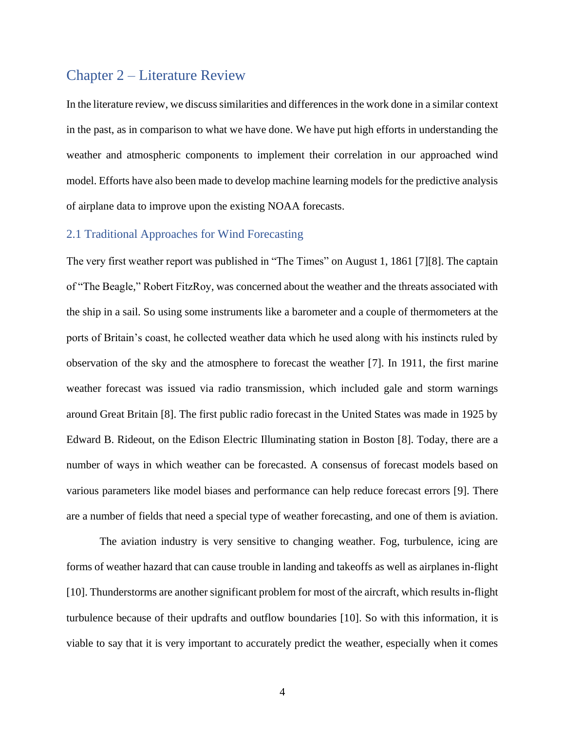# Chapter 2 – Literature Review

In the literature review, we discuss similarities and differences in the work done in a similar context in the past, as in comparison to what we have done. We have put high efforts in understanding the weather and atmospheric components to implement their correlation in our approached wind model. Efforts have also been made to develop machine learning models for the predictive analysis of airplane data to improve upon the existing NOAA forecasts.

## 2.1 Traditional Approaches for Wind Forecasting

The very first weather report was published in "The Times" on August 1, 1861 [7][8]. The captain of "The Beagle," Robert FitzRoy, was concerned about the weather and the threats associated with the ship in a sail. So using some instruments like a barometer and a couple of thermometers at the ports of Britain's coast, he collected weather data which he used along with his instincts ruled by observation of the sky and the atmosphere to forecast the weather [7]. In 1911, the first marine weather forecast was issued via radio transmission, which included gale and storm warnings around Great Britain [8]. The first public radio forecast in the United States was made in 1925 by Edward B. Rideout, on the Edison Electric Illuminating station in Boston [8]. Today, there are a number of ways in which weather can be forecasted. A consensus of forecast models based on various parameters like model biases and performance can help reduce forecast errors [9]. There are a number of fields that need a special type of weather forecasting, and one of them is aviation.

The aviation industry is very sensitive to changing weather. Fog, turbulence, icing are forms of weather hazard that can cause trouble in landing and takeoffs as well as airplanes in-flight [10]. Thunderstorms are another significant problem for most of the aircraft, which results in-flight turbulence because of their updrafts and outflow boundaries [10]. So with this information, it is viable to say that it is very important to accurately predict the weather, especially when it comes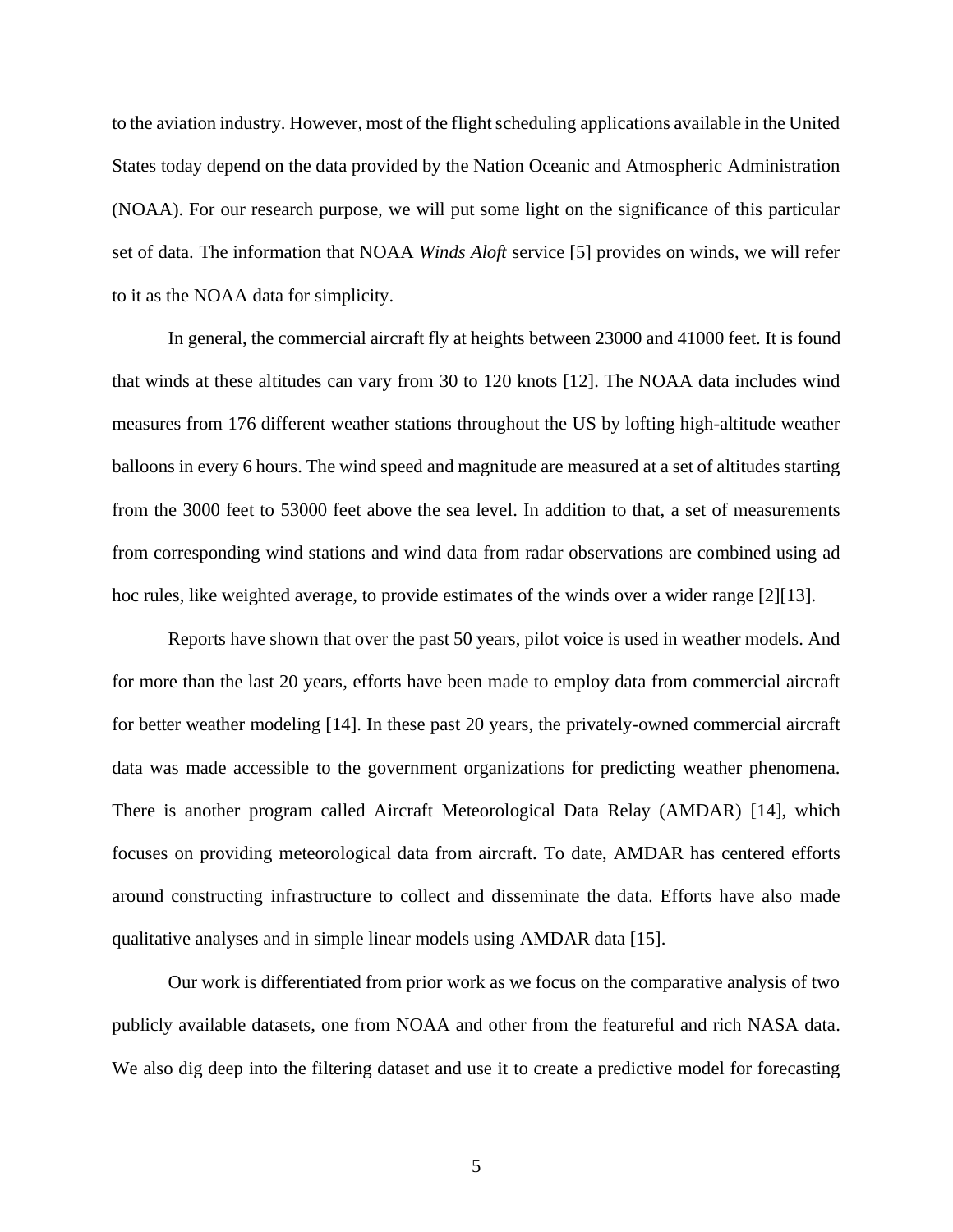to the aviation industry. However, most of the flight scheduling applications available in the United States today depend on the data provided by the Nation Oceanic and Atmospheric Administration (NOAA). For our research purpose, we will put some light on the significance of this particular set of data. The information that NOAA *Winds Aloft* service [5] provides on winds, we will refer to it as the NOAA data for simplicity.

In general, the commercial aircraft fly at heights between 23000 and 41000 feet. It is found that winds at these altitudes can vary from 30 to 120 knots [12]. The NOAA data includes wind measures from 176 different weather stations throughout the US by lofting high-altitude weather balloons in every 6 hours. The wind speed and magnitude are measured at a set of altitudes starting from the 3000 feet to 53000 feet above the sea level. In addition to that, a set of measurements from corresponding wind stations and wind data from radar observations are combined using ad hoc rules, like weighted average, to provide estimates of the winds over a wider range [2][13].

Reports have shown that over the past 50 years, pilot voice is used in weather models. And for more than the last 20 years, efforts have been made to employ data from commercial aircraft for better weather modeling [14]. In these past 20 years, the privately-owned commercial aircraft data was made accessible to the government organizations for predicting weather phenomena. There is another program called Aircraft Meteorological Data Relay (AMDAR) [14], which focuses on providing meteorological data from aircraft. To date, AMDAR has centered efforts around constructing infrastructure to collect and disseminate the data. Efforts have also made qualitative analyses and in simple linear models using AMDAR data [15].

Our work is differentiated from prior work as we focus on the comparative analysis of two publicly available datasets, one from NOAA and other from the featureful and rich NASA data. We also dig deep into the filtering dataset and use it to create a predictive model for forecasting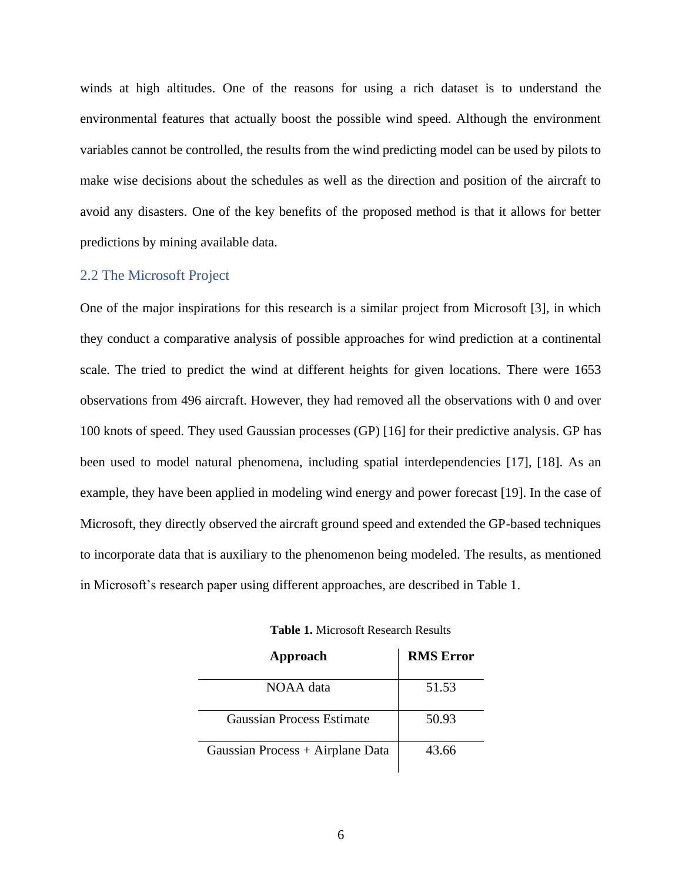winds at high altitudes. One of the reasons for using a rich dataset is to understand the environmental features that actually boost the possible wind speed. Although the environment variables cannot be controlled, the results from the wind predicting model can be used by pilots to make wise decisions about the schedules as well as the direction and position of the aircraft to avoid any disasters. One of the key benefits of the proposed method is that it allows for better predictions by mining available data.

## 2.2 The Microsoft Project

One of the major inspirations for this research is a similar project from Microsoft [3], in which they conduct a comparative analysis of possible approaches for wind prediction at a continental scale. The tried to predict the wind at different heights for given locations. There were 1653 observations from 496 aircraft. However, they had removed all the observations with 0 and over 100 knots of speed. They used Gaussian processes (GP) [16] for their predictive analysis. GP has been used to model natural phenomena, including spatial interdependencies [17], [18]. As an example, they have been applied in modeling wind energy and power forecast [19]. In the case of Microsoft, they directly observed the aircraft ground speed and extended the GP-based techniques to incorporate data that is auxiliary to the phenomenon being modeled. The results, as mentioned in Microsoft's research paper using different approaches, are described in Table 1.

**Table 1.** Microsoft Research Results

| Approach | RMS Error |
|---|---|
| NOAA data | 51.53 |
| Gaussian Process Estimate | 50.93 |
| Gaussian Process + Airplane Data | 43.66 |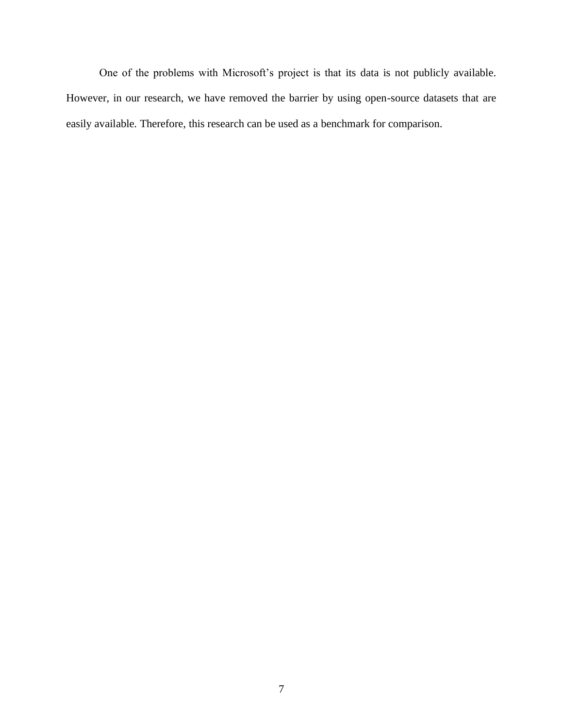One of the problems with Microsoft’s project is that its data is not publicly available. However, in our research, we have removed the barrier by using open-source datasets that are easily available. Therefore, this research can be used as a benchmark for comparison.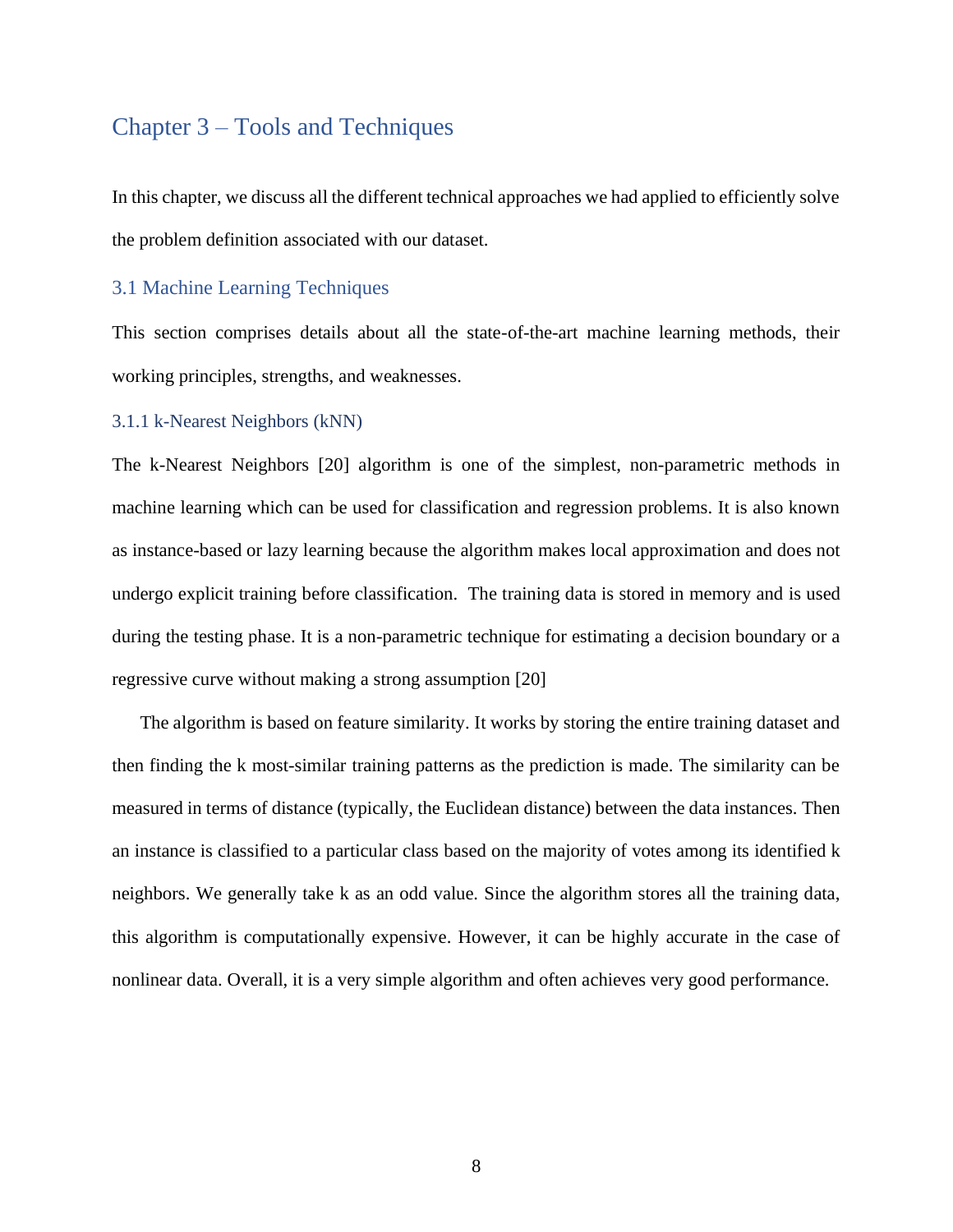# Chapter 3 – Tools and Techniques

In this chapter, we discuss all the different technical approaches we had applied to efficiently solve the problem definition associated with our dataset.

## 3.1 Machine Learning Techniques

This section comprises details about all the state-of-the-art machine learning methods, their working principles, strengths, and weaknesses.

### 3.1.1 k-Nearest Neighbors (kNN)

The k-Nearest Neighbors [20] algorithm is one of the simplest, non-parametric methods in machine learning which can be used for classification and regression problems. It is also known as instance-based or lazy learning because the algorithm makes local approximation and does not undergo explicit training before classification. The training data is stored in memory and is used during the testing phase. It is a non-parametric technique for estimating a decision boundary or a regressive curve without making a strong assumption [20]

The algorithm is based on feature similarity. It works by storing the entire training dataset and then finding the k most-similar training patterns as the prediction is made. The similarity can be measured in terms of distance (typically, the Euclidean distance) between the data instances. Then an instance is classified to a particular class based on the majority of votes among its identified k neighbors. We generally take k as an odd value. Since the algorithm stores all the training data, this algorithm is computationally expensive. However, it can be highly accurate in the case of nonlinear data. Overall, it is a very simple algorithm and often achieves very good performance.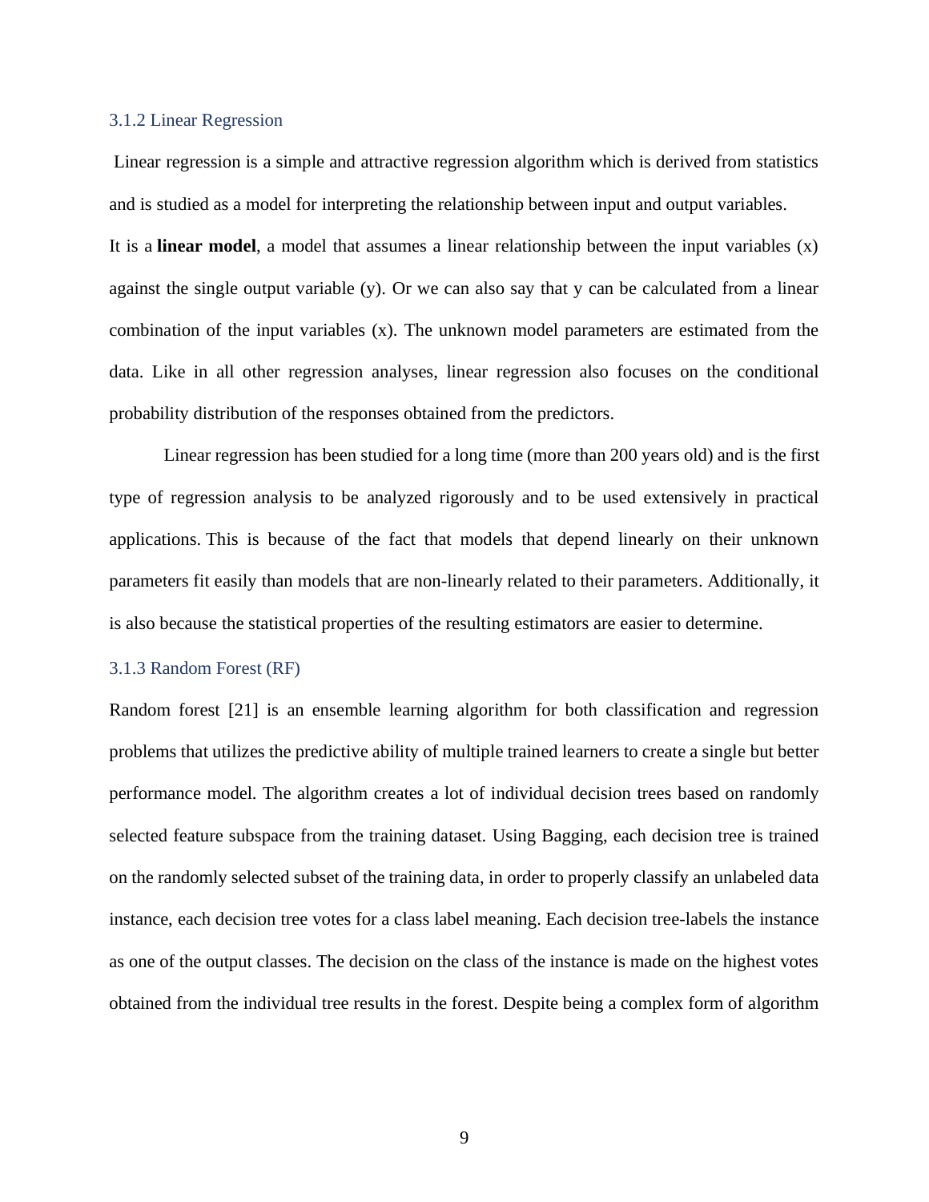### 3.1.2 Linear Regression

Linear regression is a simple and attractive regression algorithm which is derived from statistics and is studied as a model for interpreting the relationship between input and output variables. It is a **linear model**, a model that assumes a linear relationship between the input variables (x) against the single output variable (y). Or we can also say that y can be calculated from a linear combination of the input variables (x). The unknown model parameters are estimated from the data. Like in all other regression analyses, linear regression also focuses on the conditional probability distribution of the responses obtained from the predictors.

Linear regression has been studied for a long time (more than 200 years old) and is the first type of regression analysis to be analyzed rigorously and to be used extensively in practical applications. This is because of the fact that models that depend linearly on their unknown parameters fit easily than models that are non-linearly related to their parameters. Additionally, it is also because the statistical properties of the resulting estimators are easier to determine.

### 3.1.3 Random Forest (RF)

Random forest [21] is an ensemble learning algorithm for both classification and regression problems that utilizes the predictive ability of multiple trained learners to create a single but better performance model. The algorithm creates a lot of individual decision trees based on randomly selected feature subspace from the training dataset. Using Bagging, each decision tree is trained on the randomly selected subset of the training data, in order to properly classify an unlabeled data instance, each decision tree votes for a class label meaning. Each decision tree-labels the instance as one of the output classes. The decision on the class of the instance is made on the highest votes obtained from the individual tree results in the forest. Despite being a complex form of algorithm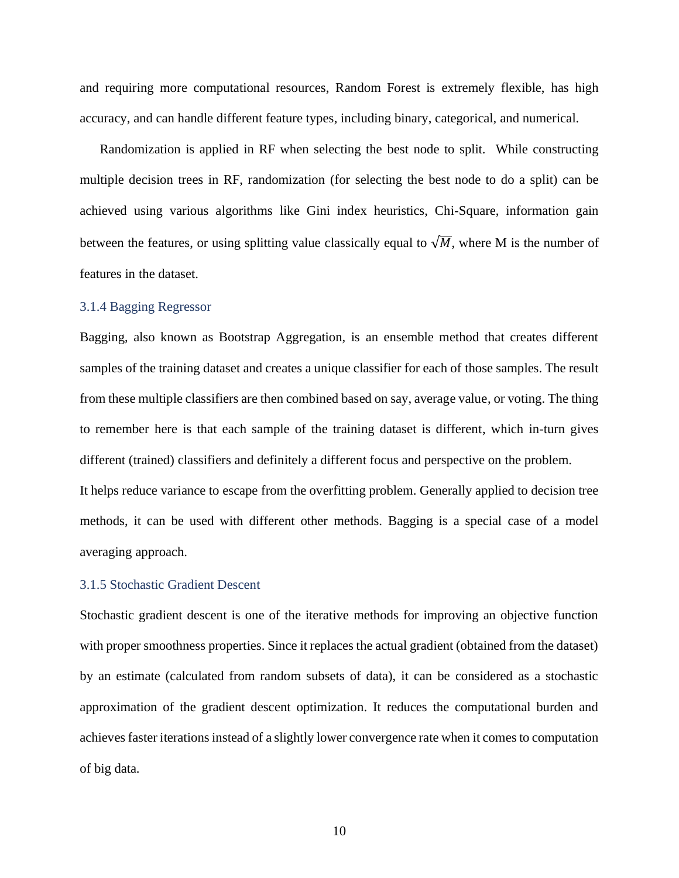and requiring more computational resources, Random Forest is extremely flexible, has high accuracy, and can handle different feature types, including binary, categorical, and numerical.

Randomization is applied in RF when selecting the best node to split. While constructing multiple decision trees in RF, randomization (for selecting the best node to do a split) can be achieved using various algorithms like Gini index heuristics, Chi-Square, information gain between the features, or using splitting value classically equal to $\sqrt{M}$, where M is the number of features in the dataset.

### 3.1.4 Bagging Regressor

Bagging, also known as Bootstrap Aggregation, is an ensemble method that creates different samples of the training dataset and creates a unique classifier for each of those samples. The result from these multiple classifiers are then combined based on say, average value, or voting. The thing to remember here is that each sample of the training dataset is different, which in-turn gives different (trained) classifiers and definitely a different focus and perspective on the problem.

It helps reduce variance to escape from the overfitting problem. Generally applied to decision tree methods, it can be used with different other methods. Bagging is a special case of a model averaging approach.

### 3.1.5 Stochastic Gradient Descent

Stochastic gradient descent is one of the iterative methods for improving an objective function with proper smoothness properties. Since it replaces the actual gradient (obtained from the dataset) by an estimate (calculated from random subsets of data), it can be considered as a stochastic approximation of the gradient descent optimization. It reduces the computational burden and achieves faster iterations instead of a slightly lower convergence rate when it comes to computation of big data.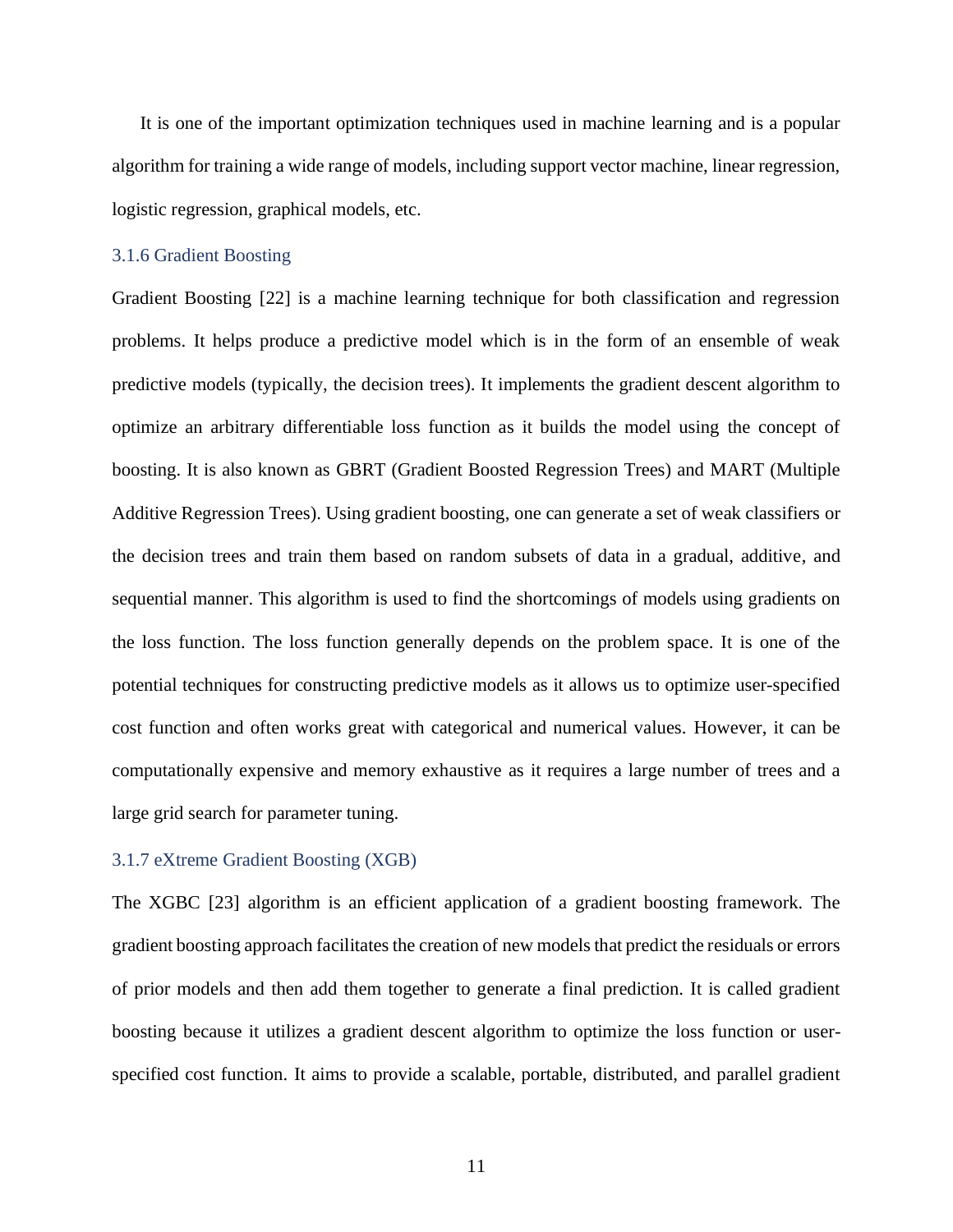It is one of the important optimization techniques used in machine learning and is a popular algorithm for training a wide range of models, including support vector machine, linear regression, logistic regression, graphical models, etc.

### 3.1.6 Gradient Boosting

Gradient Boosting [22] is a machine learning technique for both classification and regression problems. It helps produce a predictive model which is in the form of an ensemble of weak predictive models (typically, the decision trees). It implements the gradient descent algorithm to optimize an arbitrary differentiable loss function as it builds the model using the concept of boosting. It is also known as GBRT (Gradient Boosted Regression Trees) and MART (Multiple Additive Regression Trees). Using gradient boosting, one can generate a set of weak classifiers or the decision trees and train them based on random subsets of data in a gradual, additive, and sequential manner. This algorithm is used to find the shortcomings of models using gradients on the loss function. The loss function generally depends on the problem space. It is one of the potential techniques for constructing predictive models as it allows us to optimize user-specified cost function and often works great with categorical and numerical values. However, it can be computationally expensive and memory exhaustive as it requires a large number of trees and a large grid search for parameter tuning.

### 3.1.7 eXtreme Gradient Boosting (XGB)

The XGBC [23] algorithm is an efficient application of a gradient boosting framework. The gradient boosting approach facilitates the creation of new models that predict the residuals or errors of prior models and then add them together to generate a final prediction. It is called gradient boosting because it utilizes a gradient descent algorithm to optimize the loss function or user-specified cost function. It aims to provide a scalable, portable, distributed, and parallel gradient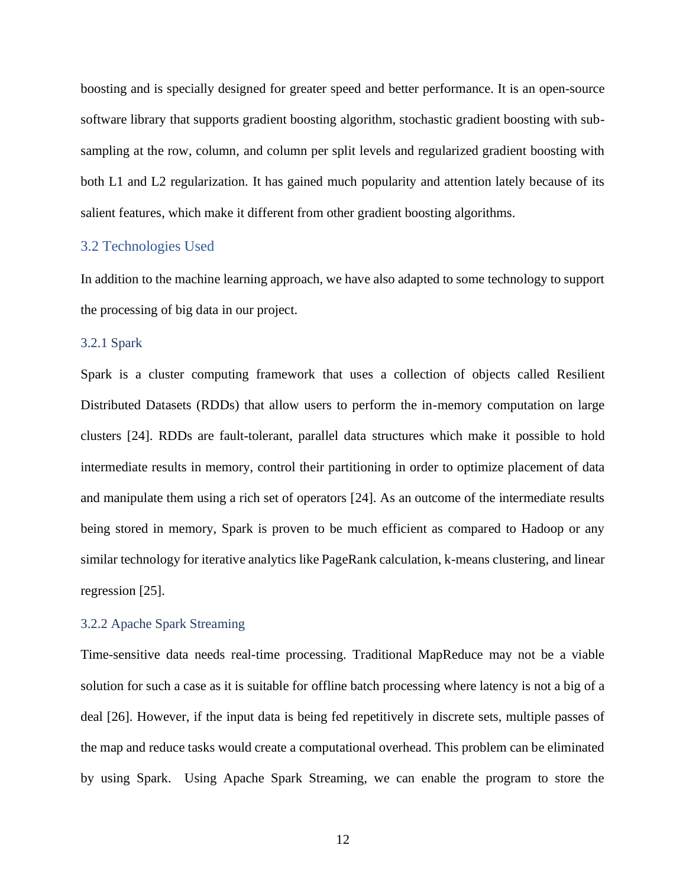boosting and is specially designed for greater speed and better performance. It is an open-source software library that supports gradient boosting algorithm, stochastic gradient boosting with sub-sampling at the row, column, and column per split levels and regularized gradient boosting with both L1 and L2 regularization. It has gained much popularity and attention lately because of its salient features, which make it different from other gradient boosting algorithms.

## 3.2 Technologies Used

In addition to the machine learning approach, we have also adapted to some technology to support the processing of big data in our project.

### 3.2.1 Spark

Spark is a cluster computing framework that uses a collection of objects called Resilient Distributed Datasets (RDDs) that allow users to perform the in-memory computation on large clusters [24]. RDDs are fault-tolerant, parallel data structures which make it possible to hold intermediate results in memory, control their partitioning in order to optimize placement of data and manipulate them using a rich set of operators [24]. As an outcome of the intermediate results being stored in memory, Spark is proven to be much efficient as compared to Hadoop or any similar technology for iterative analytics like PageRank calculation, k-means clustering, and linear regression [25].

### 3.2.2 Apache Spark Streaming

Time-sensitive data needs real-time processing. Traditional MapReduce may not be a viable solution for such a case as it is suitable for offline batch processing where latency is not a big of a deal [26]. However, if the input data is being fed repetitively in discrete sets, multiple passes of the map and reduce tasks would create a computational overhead. This problem can be eliminated by using Spark. Using Apache Spark Streaming, we can enable the program to store the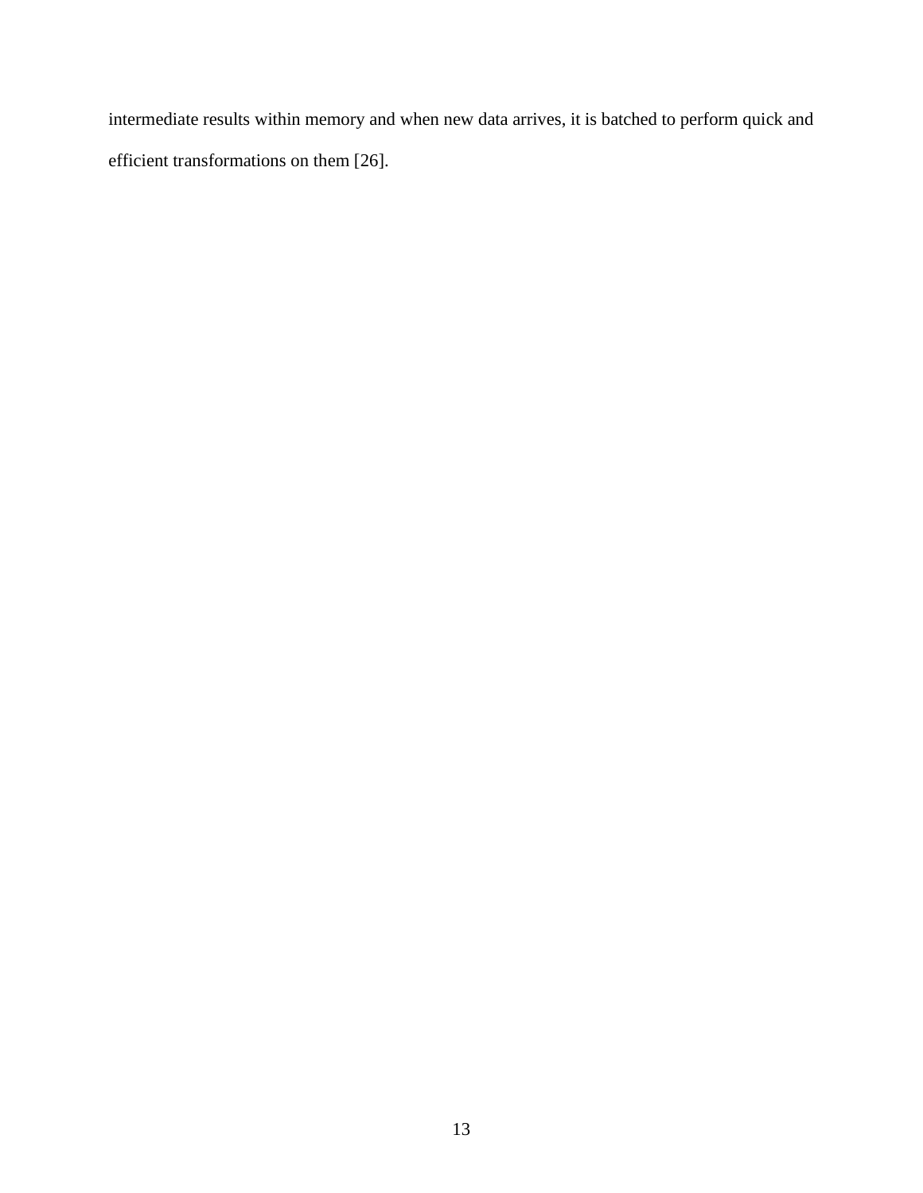intermediate results within memory and when new data arrives, it is batched to perform quick and efficient transformations on them [26].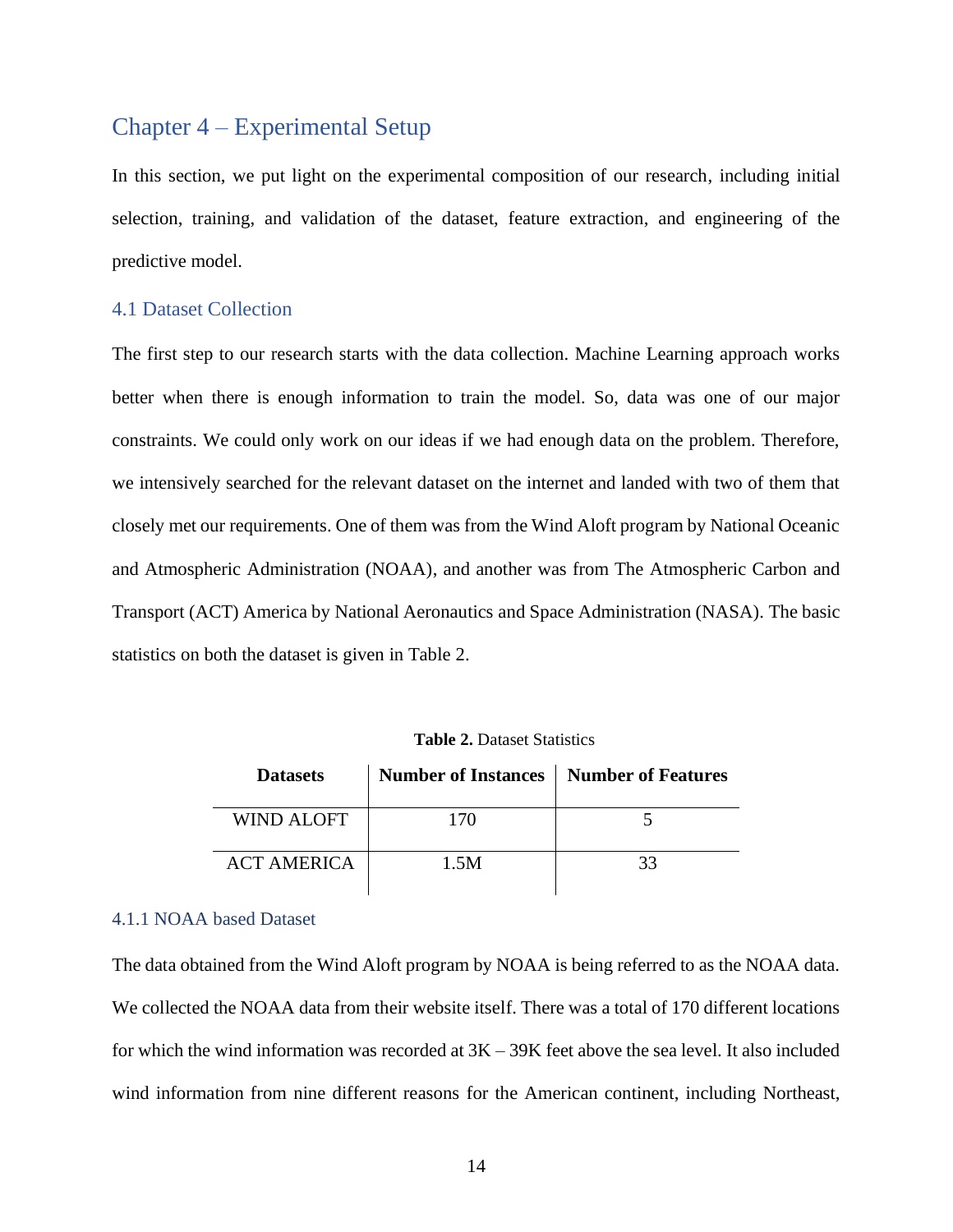# Chapter 4 – Experimental Setup

In this section, we put light on the experimental composition of our research, including initial selection, training, and validation of the dataset, feature extraction, and engineering of the predictive model.

## 4.1 Dataset Collection

The first step to our research starts with the data collection. Machine Learning approach works better when there is enough information to train the model. So, data was one of our major constraints. We could only work on our ideas if we had enough data on the problem. Therefore, we intensively searched for the relevant dataset on the internet and landed with two of them that closely met our requirements. One of them was from the Wind Aloft program by National Oceanic and Atmospheric Administration (NOAA), and another was from The Atmospheric Carbon and Transport (ACT) America by National Aeronautics and Space Administration (NASA). The basic statistics on both the dataset is given in Table 2.

**Table 2.** Dataset Statistics

| Datasets | Number of Instances | Number of Features |
|---|---|---|
| WIND ALOFT | 170 | 5 |
| ACT AMERICA | 1.5M | 33 |

### 4.1.1 NOAA based Dataset

The data obtained from the Wind Aloft program by NOAA is being referred to as the NOAA data. We collected the NOAA data from their website itself. There was a total of 170 different locations for which the wind information was recorded at 3K – 39K feet above the sea level. It also included wind information from nine different reasons for the American continent, including Northeast,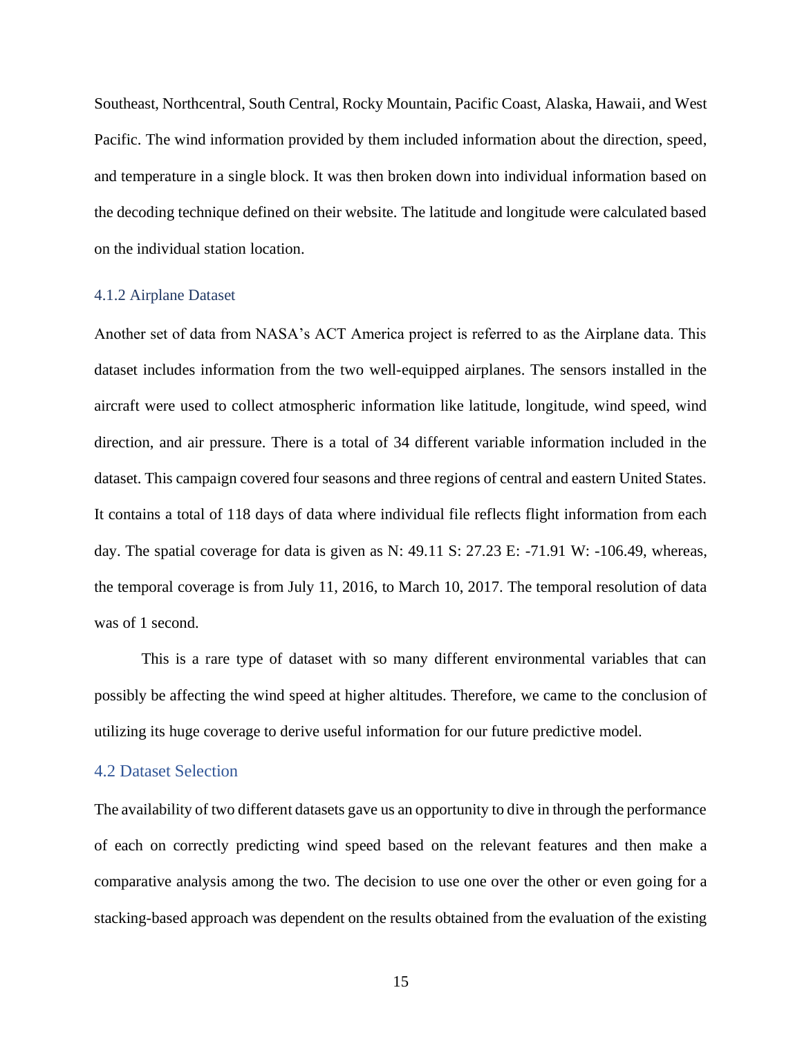Southeast, Northcentral, South Central, Rocky Mountain, Pacific Coast, Alaska, Hawaii, and West Pacific. The wind information provided by them included information about the direction, speed, and temperature in a single block. It was then broken down into individual information based on the decoding technique defined on their website. The latitude and longitude were calculated based on the individual station location.

### 4.1.2 Airplane Dataset

Another set of data from NASA's ACT America project is referred to as the Airplane data. This dataset includes information from the two well-equipped airplanes. The sensors installed in the aircraft were used to collect atmospheric information like latitude, longitude, wind speed, wind direction, and air pressure. There is a total of 34 different variable information included in the dataset. This campaign covered four seasons and three regions of central and eastern United States. It contains a total of 118 days of data where individual file reflects flight information from each day. The spatial coverage for data is given as N: 49.11 S: 27.23 E: -71.91 W: -106.49, whereas, the temporal coverage is from July 11, 2016, to March 10, 2017. The temporal resolution of data was of 1 second.

This is a rare type of dataset with so many different environmental variables that can possibly be affecting the wind speed at higher altitudes. Therefore, we came to the conclusion of utilizing its huge coverage to derive useful information for our future predictive model.

## 4.2 Dataset Selection

The availability of two different datasets gave us an opportunity to dive in through the performance of each on correctly predicting wind speed based on the relevant features and then make a comparative analysis among the two. The decision to use one over the other or even going for a stacking-based approach was dependent on the results obtained from the evaluation of the existing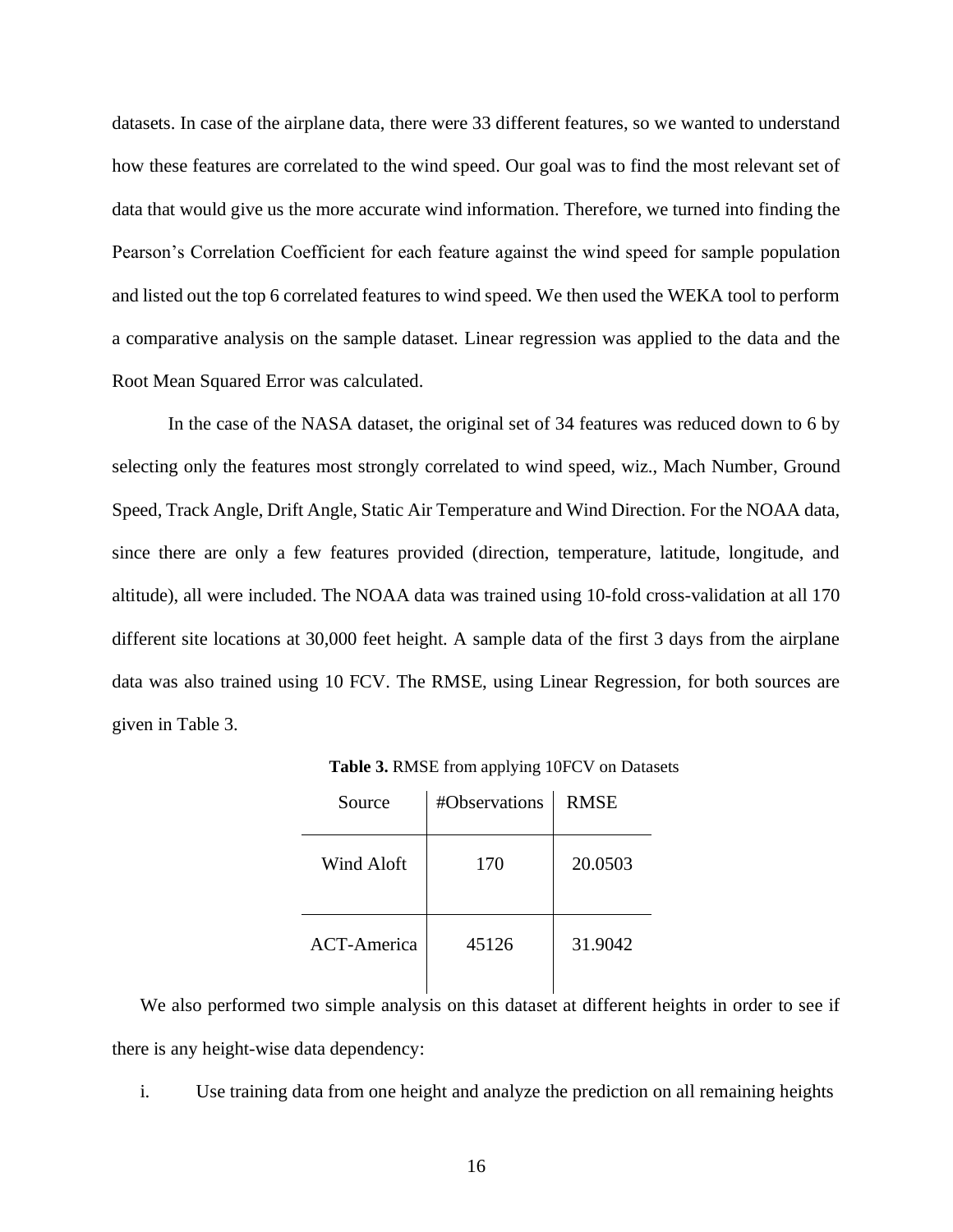datasets. In case of the airplane data, there were 33 different features, so we wanted to understand how these features are correlated to the wind speed. Our goal was to find the most relevant set of data that would give us the more accurate wind information. Therefore, we turned into finding the Pearson's Correlation Coefficient for each feature against the wind speed for sample population and listed out the top 6 correlated features to wind speed. We then used the WEKA tool to perform a comparative analysis on the sample dataset. Linear regression was applied to the data and the Root Mean Squared Error was calculated.

In the case of the NASA dataset, the original set of 34 features was reduced down to 6 by selecting only the features most strongly correlated to wind speed, wiz., Mach Number, Ground Speed, Track Angle, Drift Angle, Static Air Temperature and Wind Direction. For the NOAA data, since there are only a few features provided (direction, temperature, latitude, longitude, and altitude), all were included. The NOAA data was trained using 10-fold cross-validation at all 170 different site locations at 30,000 feet height. A sample data of the first 3 days from the airplane data was also trained using 10 FCV. The RMSE, using Linear Regression, for both sources are given in Table 3.

**Table 3.** RMSE from applying 10FCV on Datasets

| Source | #Observations | RMSE |
|---|---|---|
| Wind Aloft | 170 | 20.0503 |
| ACT-America | 45126 | 31.9042 |

We also performed two simple analysis on this dataset at different heights in order to see if there is any height-wise data dependency:

i. Use training data from one height and analyze the prediction on all remaining heights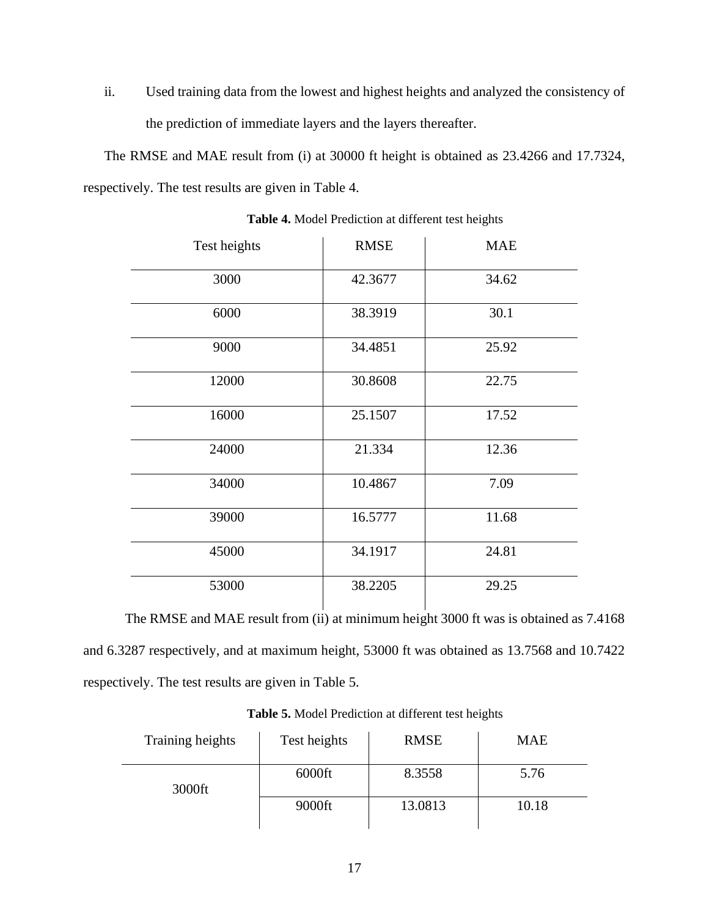ii. Used training data from the lowest and highest heights and analyzed the consistency of the prediction of immediate layers and the layers thereafter.

The RMSE and MAE result from (i) at 30000 ft height is obtained as 23.4266 and 17.7324, respectively. The test results are given in Table 4.

**Table 4.** Model Prediction at different test heights

| Test heights | RMSE | MAE |
|---|---|---|
| 3000 | 42.3677 | 34.62 |
| 6000 | 38.3919 | 30.1 |
| 9000 | 34.4851 | 25.92 |
| 12000 | 30.8608 | 22.75 |
| 16000 | 25.1507 | 17.52 |
| 24000 | 21.334 | 12.36 |
| 34000 | 10.4867 | 7.09 |
| 39000 | 16.5777 | 11.68 |
| 45000 | 34.1917 | 24.81 |
| 53000 | 38.2205 | 29.25 |

The RMSE and MAE result from (ii) at minimum height 3000 ft was is obtained as 7.4168 and 6.3287 respectively, and at maximum height, 53000 ft was obtained as 13.7568 and 10.7422 respectively. The test results are given in Table 5.

**Table 5.** Model Prediction at different test heights

| Training heights | Test heights | RMSE | MAE |
|---|---|---|---|
| 3000ft | 6000ft | 8.3558 | 5.76 |
| | 9000ft | 13.0813 | 10.18 |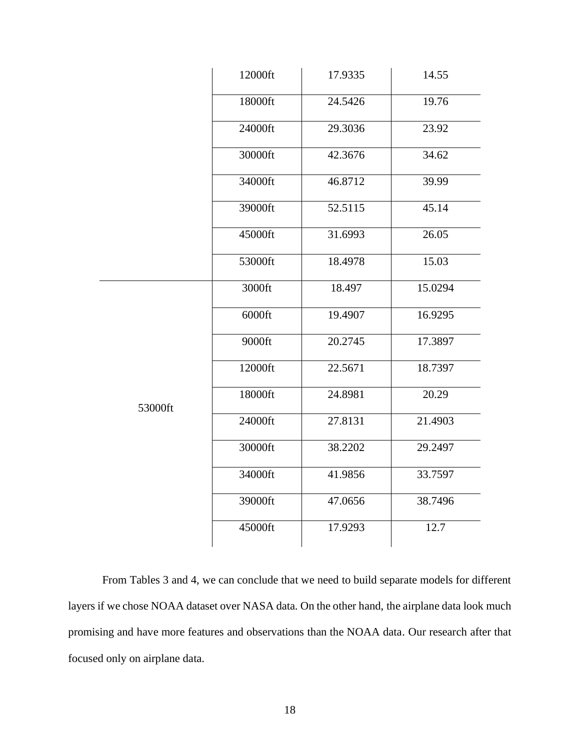| | | | |
|---|---|---|---|
| | 12000ft | 17.9335 | 14.55 |
| | 18000ft | 24.5426 | 19.76 |
| | 24000ft | 29.3036 | 23.92 |
| | 30000ft | 42.3676 | 34.62 |
| | 34000ft | 46.8712 | 39.99 |
| | 39000ft | 52.5115 | 45.14 |
| | 45000ft | 31.6993 | 26.05 |
| | 53000ft | 18.4978 | 15.03 |
| 53000ft | 3000ft | 18.497 | 15.0294 |
| | 6000ft | 19.4907 | 16.9295 |
| | 9000ft | 20.2745 | 17.3897 |
| | 12000ft | 22.5671 | 18.7397 |
| | 18000ft | 24.8981 | 20.29 |
| | 24000ft | 27.8131 | 21.4903 |
| | 30000ft | 38.2202 | 29.2497 |
| | 34000ft | 41.9856 | 33.7597 |
| | 39000ft | 47.0656 | 38.7496 |
| | 45000ft | 17.9293 | 12.7 |

From Tables 3 and 4, we can conclude that we need to build separate models for different layers if we chose NOAA dataset over NASA data. On the other hand, the airplane data look much promising and have more features and observations than the NOAA data. Our research after that focused only on airplane data.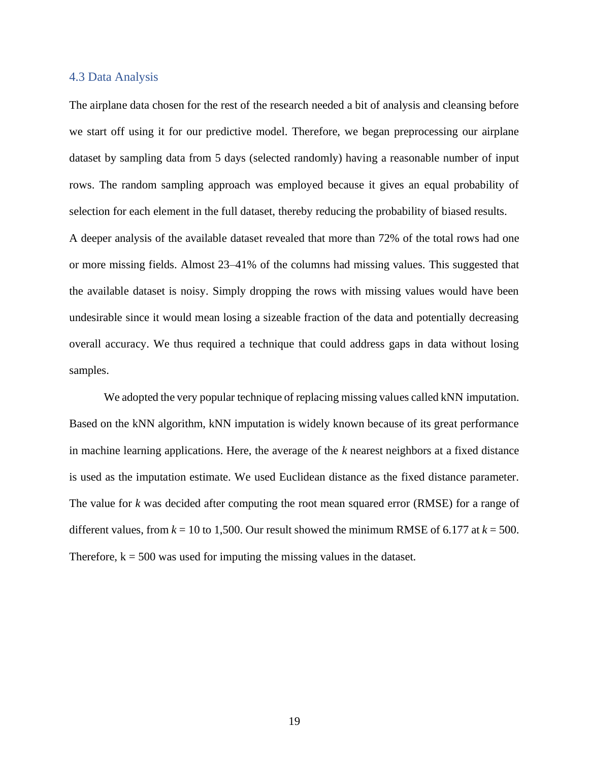### 4.3 Data Analysis

The airplane data chosen for the rest of the research needed a bit of analysis and cleansing before we start off using it for our predictive model. Therefore, we began preprocessing our airplane dataset by sampling data from 5 days (selected randomly) having a reasonable number of input rows. The random sampling approach was employed because it gives an equal probability of selection for each element in the full dataset, thereby reducing the probability of biased results. A deeper analysis of the available dataset revealed that more than 72% of the total rows had one or more missing fields. Almost 23–41% of the columns had missing values. This suggested that the available dataset is noisy. Simply dropping the rows with missing values would have been undesirable since it would mean losing a sizeable fraction of the data and potentially decreasing overall accuracy. We thus required a technique that could address gaps in data without losing samples.

We adopted the very popular technique of replacing missing values called kNN imputation. Based on the kNN algorithm, kNN imputation is widely known because of its great performance in machine learning applications. Here, the average of the $k$ nearest neighbors at a fixed distance is used as the imputation estimate. We used Euclidean distance as the fixed distance parameter. The value for $k$ was decided after computing the root mean squared error (RMSE) for a range of different values, from $k = 10$ to 1,500. Our result showed the minimum RMSE of 6.177 at $k = 500$. Therefore, $k = 500$ was used for imputing the missing values in the dataset.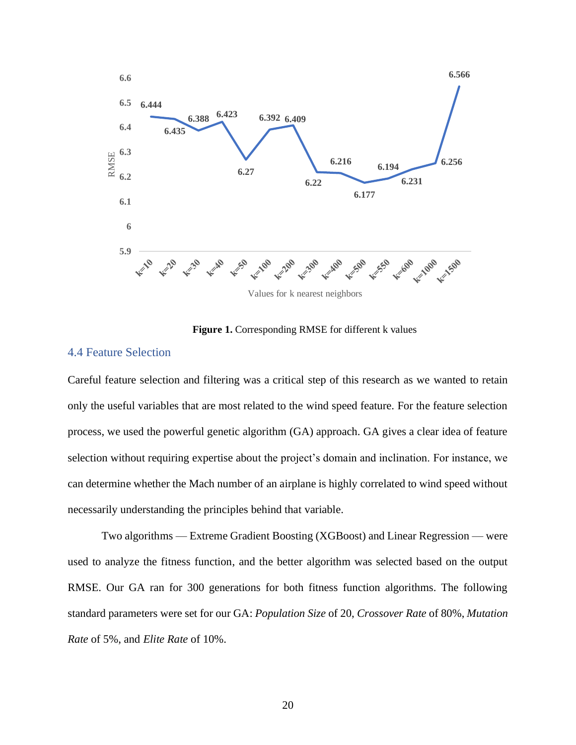**Figure 1.** Corresponding RMSE for different k values

## 4.4 Feature Selection

Careful feature selection and filtering was a critical step of this research as we wanted to retain only the useful variables that are most related to the wind speed feature. For the feature selection process, we used the powerful genetic algorithm (GA) approach. GA gives a clear idea of feature selection without requiring expertise about the project's domain and inclination. For instance, we can determine whether the Mach number of an airplane is highly correlated to wind speed without necessarily understanding the principles behind that variable.

Two algorithms — Extreme Gradient Boosting (XGBoost) and Linear Regression — were used to analyze the fitness function, and the better algorithm was selected based on the output RMSE. Our GA ran for 300 generations for both fitness function algorithms. The following standard parameters were set for our GA: *Population Size* of 20, *Crossover Rate* of 80%, *Mutation Rate* of 5%, and *Elite Rate* of 10%.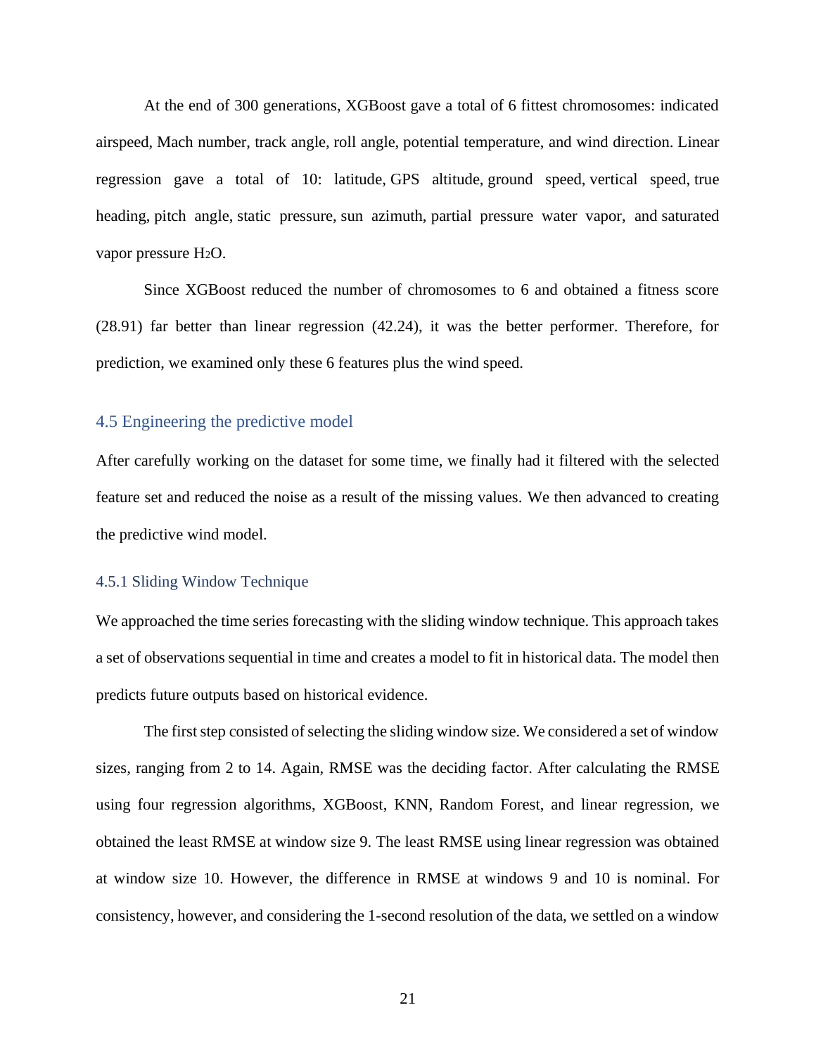At the end of 300 generations, XGBoost gave a total of 6 fittest chromosomes: indicated airspeed, Mach number, track angle, roll angle, potential temperature, and wind direction. Linear regression gave a total of 10: latitude, GPS altitude, ground speed, vertical speed, true heading, pitch angle, static pressure, sun azimuth, partial pressure water vapor, and saturated vapor pressure $H_2O$.

Since XGBoost reduced the number of chromosomes to 6 and obtained a fitness score (28.91) far better than linear regression (42.24), it was the better performer. Therefore, for prediction, we examined only these 6 features plus the wind speed.

## 4.5 Engineering the predictive model

After carefully working on the dataset for some time, we finally had it filtered with the selected feature set and reduced the noise as a result of the missing values. We then advanced to creating the predictive wind model.

### 4.5.1 Sliding Window Technique

We approached the time series forecasting with the sliding window technique. This approach takes a set of observations sequential in time and creates a model to fit in historical data. The model then predicts future outputs based on historical evidence.

The first step consisted of selecting the sliding window size. We considered a set of window sizes, ranging from 2 to 14. Again, RMSE was the deciding factor. After calculating the RMSE using four regression algorithms, XGBoost, KNN, Random Forest, and linear regression, we obtained the least RMSE at window size 9. The least RMSE using linear regression was obtained at window size 10. However, the difference in RMSE at windows 9 and 10 is nominal. For consistency, however, and considering the 1-second resolution of the data, we settled on a window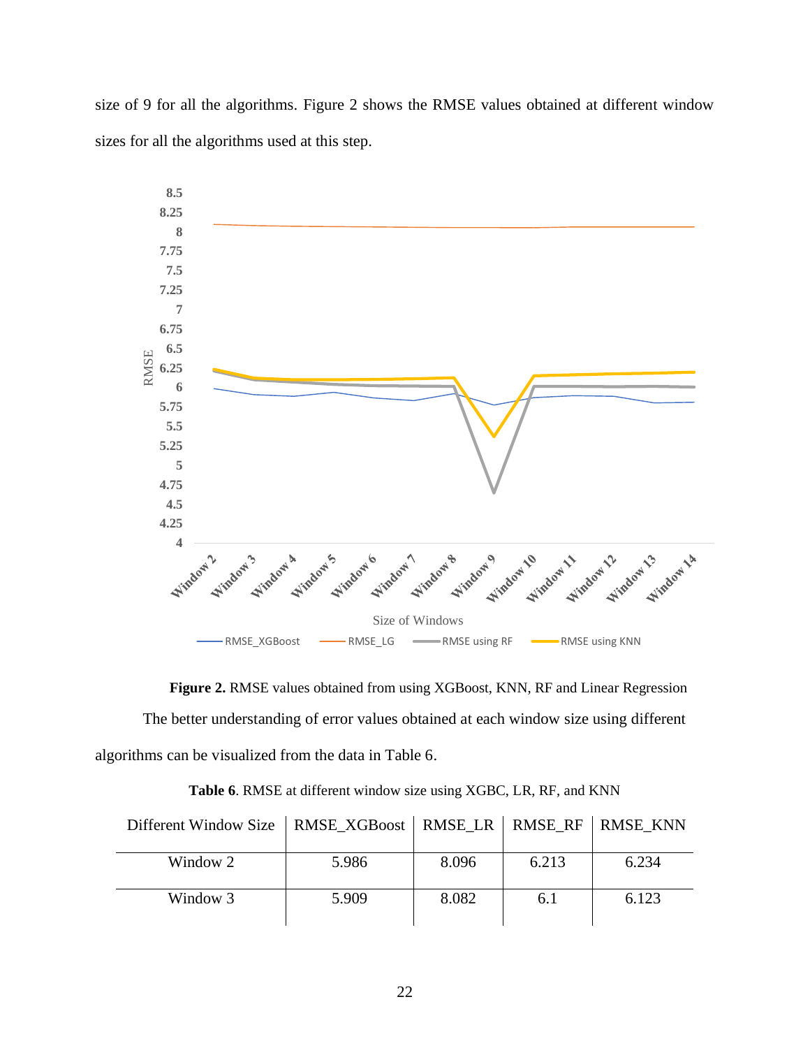size of 9 for all the algorithms. Figure 2 shows the RMSE values obtained at different window sizes for all the algorithms used at this step.

**Figure 2.** RMSE values obtained from using XGBoost, KNN, RF and Linear Regression

The better understanding of error values obtained at each window size using different algorithms can be visualized from the data in Table 6.

**Table 6**. RMSE at different window size using XGBC, LR, RF, and KNN

| Different Window Size | RMSE_XGBoost | RMSE_LR | RMSE_RF | RMSE_KNN |
|---|---|---|---|---|
| Window 2 | 5.986 | 8.096 | 6.213 | 6.234 |
| Window 3 | 5.909 | 8.082 | 6.1 | 6.123 |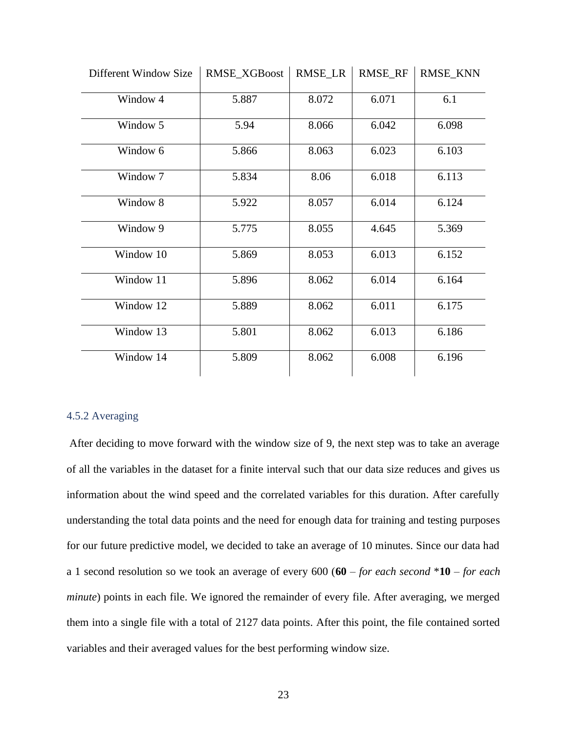| Different Window Size | RMSE_XGBoost | RMSE_LR | RMSE_RF | RMSE_KNN |
|---|---|---|---|---|
| Window 4 | 5.887 | 8.072 | 6.071 | 6.1 |
| Window 5 | 5.94 | 8.066 | 6.042 | 6.098 |
| Window 6 | 5.866 | 8.063 | 6.023 | 6.103 |
| Window 7 | 5.834 | 8.06 | 6.018 | 6.113 |
| Window 8 | 5.922 | 8.057 | 6.014 | 6.124 |
| Window 9 | 5.775 | 8.055 | 4.645 | 5.369 |
| Window 10 | 5.869 | 8.053 | 6.013 | 6.152 |
| Window 11 | 5.896 | 8.062 | 6.014 | 6.164 |
| Window 12 | 5.889 | 8.062 | 6.011 | 6.175 |
| Window 13 | 5.801 | 8.062 | 6.013 | 6.186 |
| Window 14 | 5.809 | 8.062 | 6.008 | 6.196 |

### 4.5.2 Averaging

After deciding to move forward with the window size of 9, the next step was to take an average of all the variables in the dataset for a finite interval such that our data size reduces and gives us information about the wind speed and the correlated variables for this duration. After carefully understanding the total data points and the need for enough data for training and testing purposes for our future predictive model, we decided to take an average of 10 minutes. Since our data had a 1 second resolution so we took an average of every 600 (**60** – *for each second* \***10** – *for each minute*) points in each file. We ignored the remainder of every file. After averaging, we merged them into a single file with a total of 2127 data points. After this point, the file contained sorted variables and their averaged values for the best performing window size.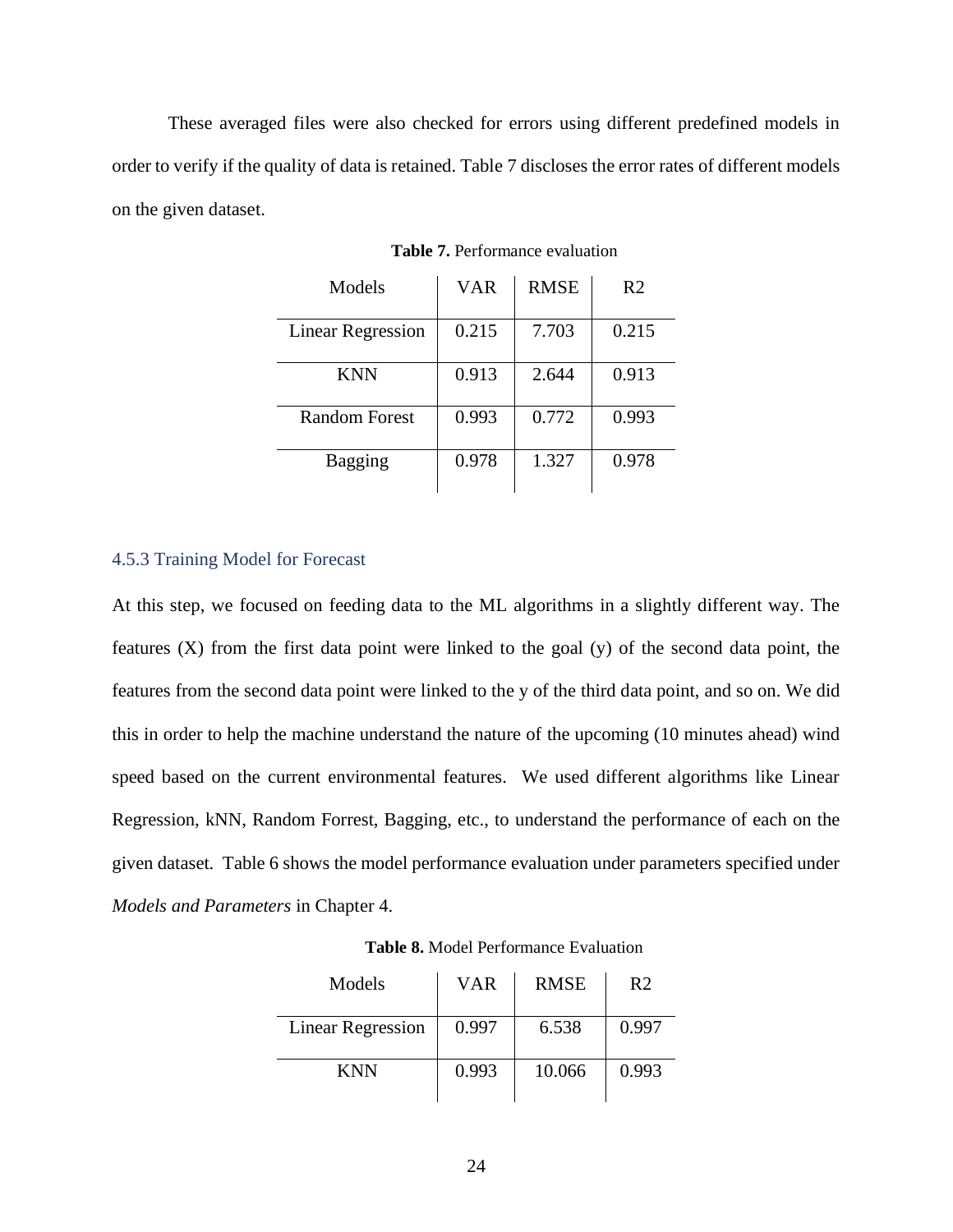These averaged files were also checked for errors using different predefined models in order to verify if the quality of data is retained. Table 7 discloses the error rates of different models on the given dataset.

**Table 7.** Performance evaluation

| Models | VAR | RMSE | R2 |
|---|---|---|---|
| Linear Regression | 0.215 | 7.703 | 0.215 |
| KNN | 0.913 | 2.644 | 0.913 |
| Random Forest | 0.993 | 0.772 | 0.993 |
| Bagging | 0.978 | 1.327 | 0.978 |

### 4.5.3 Training Model for Forecast

At this step, we focused on feeding data to the ML algorithms in a slightly different way. The features (X) from the first data point were linked to the goal (y) of the second data point, the features from the second data point were linked to the y of the third data point, and so on. We did this in order to help the machine understand the nature of the upcoming (10 minutes ahead) wind speed based on the current environmental features. We used different algorithms like Linear Regression, kNN, Random Forrest, Bagging, etc., to understand the performance of each on the given dataset. Table 6 shows the model performance evaluation under parameters specified under *Models and Parameters* in Chapter 4.

**Table 8.** Model Performance Evaluation

| Models | VAR | RMSE | R2 |
|---|---|---|---|
| Linear Regression | 0.997 | 6.538 | 0.997 |
| KNN | 0.993 | 10.066 | 0.993 |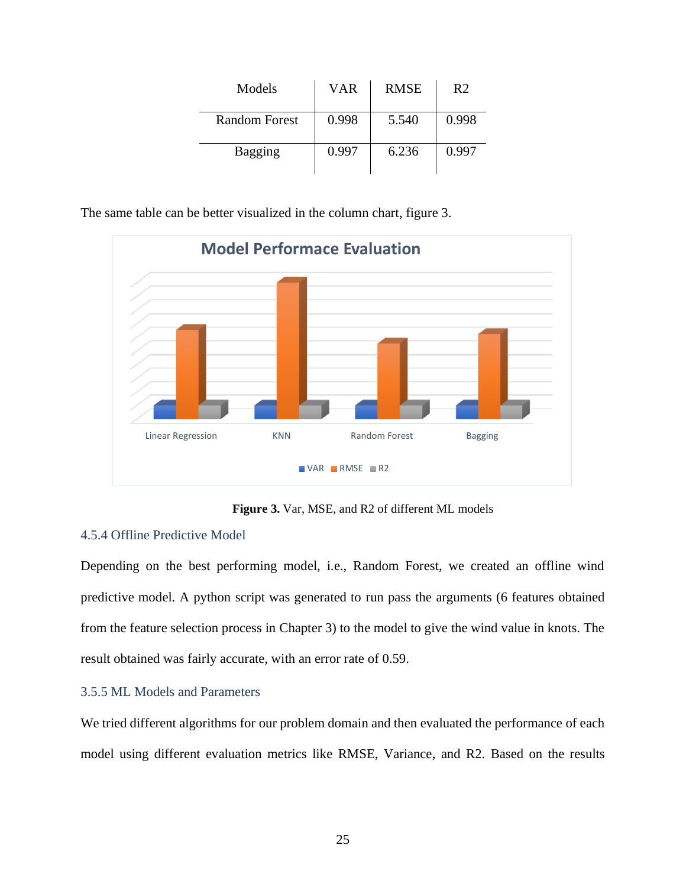| Models | VAR | RMSE | R2 |
|---|---|---|---|
| Random Forest | 0.998 | 5.540 | 0.998 |
| Bagging | 0.997 | 6.236 | 0.997 |

The same table can be better visualized in the column chart, figure 3.

**Figure 3.** Var, MSE, and R2 of different ML models

### 4.5.4 Offline Predictive Model

Depending on the best performing model, i.e., Random Forest, we created an offline wind predictive model. A python script was generated to run pass the arguments (6 features obtained from the feature selection process in Chapter 3) to the model to give the wind value in knots. The result obtained was fairly accurate, with an error rate of 0.59.

### 3.5.5 ML Models and Parameters

We tried different algorithms for our problem domain and then evaluated the performance of each model using different evaluation metrics like RMSE, Variance, and R2. Based on the results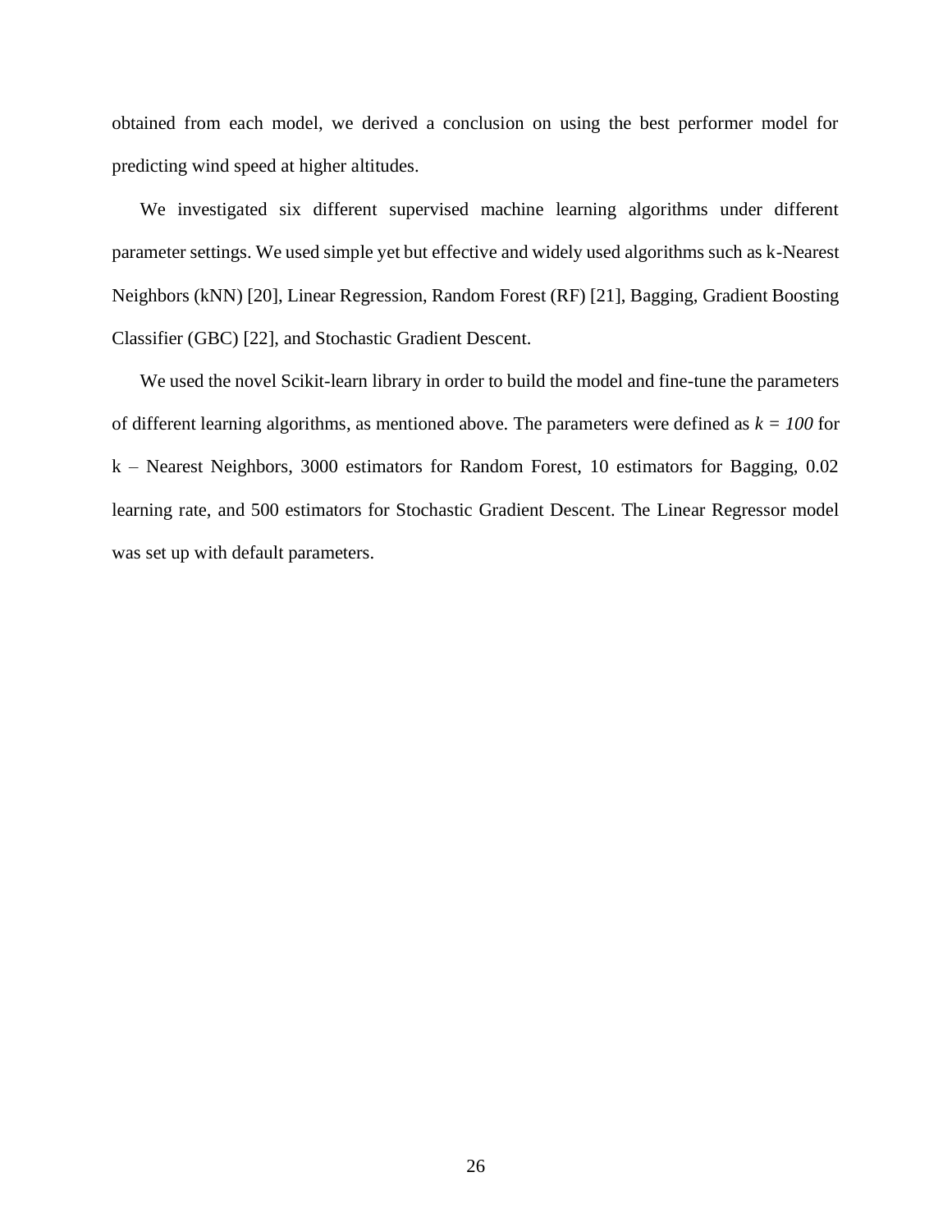obtained from each model, we derived a conclusion on using the best performer model for predicting wind speed at higher altitudes.

We investigated six different supervised machine learning algorithms under different parameter settings. We used simple yet but effective and widely used algorithms such as k-Nearest Neighbors (kNN) [20], Linear Regression, Random Forest (RF) [21], Bagging, Gradient Boosting Classifier (GBC) [22], and Stochastic Gradient Descent.

We used the novel Scikit-learn library in order to build the model and fine-tune the parameters of different learning algorithms, as mentioned above. The parameters were defined as $k = 100$ for k – Nearest Neighbors, 3000 estimators for Random Forest, 10 estimators for Bagging, 0.02 learning rate, and 500 estimators for Stochastic Gradient Descent. The Linear Regressor model was set up with default parameters.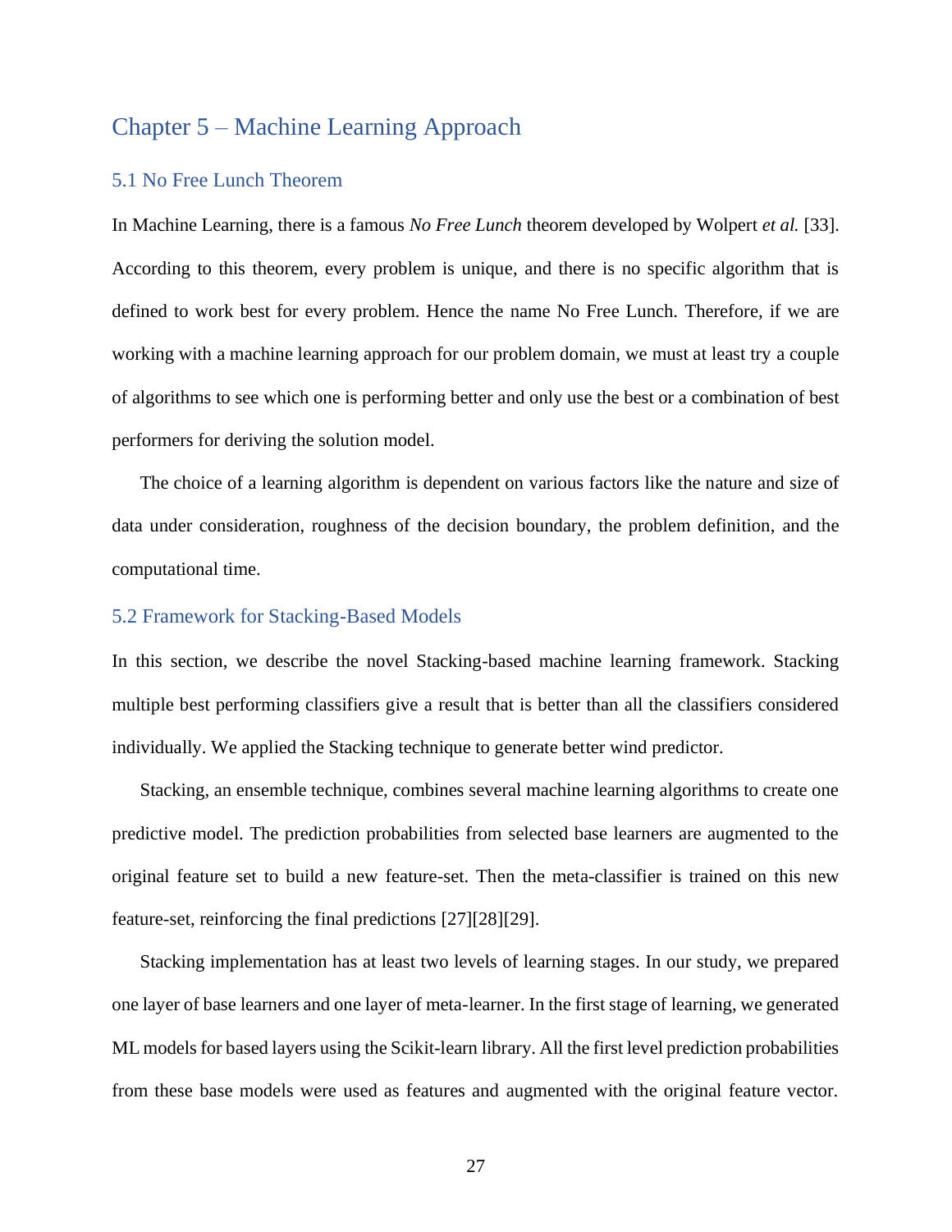# Chapter 5 – Machine Learning Approach

## 5.1 No Free Lunch Theorem

In Machine Learning, there is a famous *No Free Lunch* theorem developed by Wolpert *et al.* [33]. According to this theorem, every problem is unique, and there is no specific algorithm that is defined to work best for every problem. Hence the name No Free Lunch. Therefore, if we are working with a machine learning approach for our problem domain, we must at least try a couple of algorithms to see which one is performing better and only use the best or a combination of best performers for deriving the solution model.

The choice of a learning algorithm is dependent on various factors like the nature and size of data under consideration, roughness of the decision boundary, the problem definition, and the computational time.

## 5.2 Framework for Stacking-Based Models

In this section, we describe the novel Stacking-based machine learning framework. Stacking multiple best performing classifiers give a result that is better than all the classifiers considered individually. We applied the Stacking technique to generate better wind predictor.

Stacking, an ensemble technique, combines several machine learning algorithms to create one predictive model. The prediction probabilities from selected base learners are augmented to the original feature set to build a new feature-set. Then the meta-classifier is trained on this new feature-set, reinforcing the final predictions [27][28][29].

Stacking implementation has at least two levels of learning stages. In our study, we prepared one layer of base learners and one layer of meta-learner. In the first stage of learning, we generated ML models for based layers using the Scikit-learn library. All the first level prediction probabilities from these base models were used as features and augmented with the original feature vector.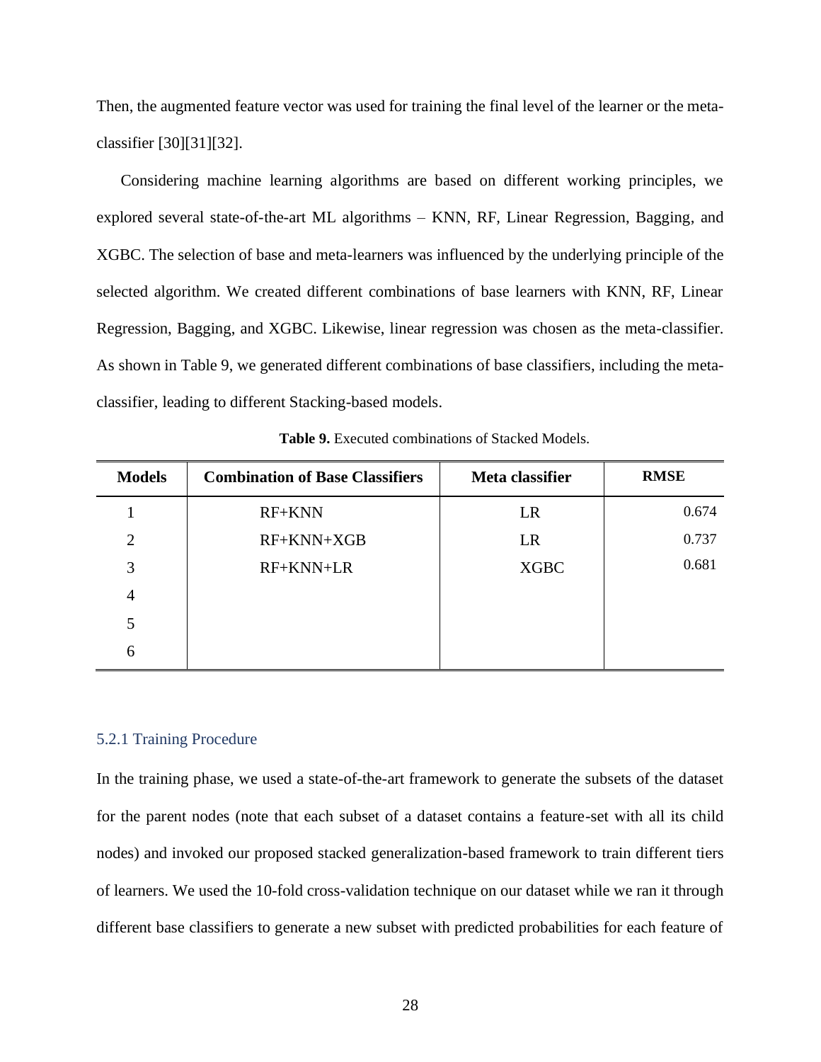Then, the augmented feature vector was used for training the final level of the learner or the meta-classifier [30][31][32].

Considering machine learning algorithms are based on different working principles, we explored several state-of-the-art ML algorithms – KNN, RF, Linear Regression, Bagging, and XGBC. The selection of base and meta-learners was influenced by the underlying principle of the selected algorithm. We created different combinations of base learners with KNN, RF, Linear Regression, Bagging, and XGBC. Likewise, linear regression was chosen as the meta-classifier. As shown in Table 9, we generated different combinations of base classifiers, including the meta-classifier, leading to different Stacking-based models.

**Table 9.** Executed combinations of Stacked Models.

| Models | Combination of Base Classifiers | Meta classifier | RMSE |
|---|---|---|---|
| 1 | RF+KNN | LR | 0.674 |
| 2 | RF+KNN+XGB | LR | 0.737 |
| 3 | RF+KNN+LR | XGBC | 0.681 |
| 4 | | | |
| 5 | | | |
| 6 | | | |

### 5.2.1 Training Procedure

In the training phase, we used a state-of-the-art framework to generate the subsets of the dataset for the parent nodes (note that each subset of a dataset contains a feature-set with all its child nodes) and invoked our proposed stacked generalization-based framework to train different tiers of learners. We used the 10-fold cross-validation technique on our dataset while we ran it through different base classifiers to generate a new subset with predicted probabilities for each feature of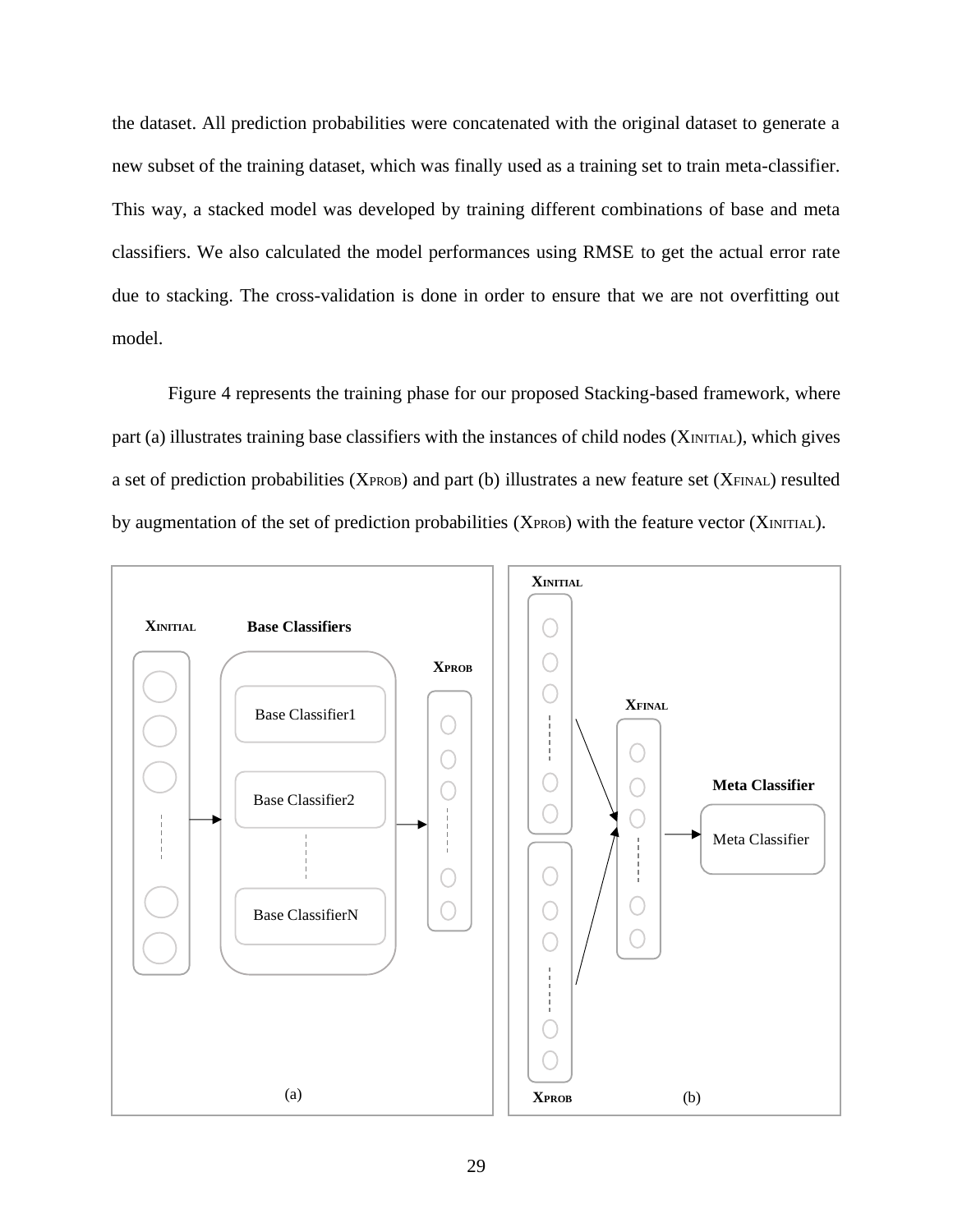the dataset. All prediction probabilities were concatenated with the original dataset to generate a new subset of the training dataset, which was finally used as a training set to train meta-classifier. This way, a stacked model was developed by training different combinations of base and meta classifiers. We also calculated the model performances using RMSE to get the actual error rate due to stacking. The cross-validation is done in order to ensure that we are not overfitting out model.

Figure 4 represents the training phase for our proposed Stacking-based framework, where part (a) illustrates training base classifiers with the instances of child nodes ($X_{INITIAL}$), which gives a set of prediction probabilities ($X_{PROB}$) and part (b) illustrates a new feature set ($X_{FINAL}$) resulted by augmentation of the set of prediction probabilities ($X_{PROB}$) with the feature vector ($X_{INITIAL}$).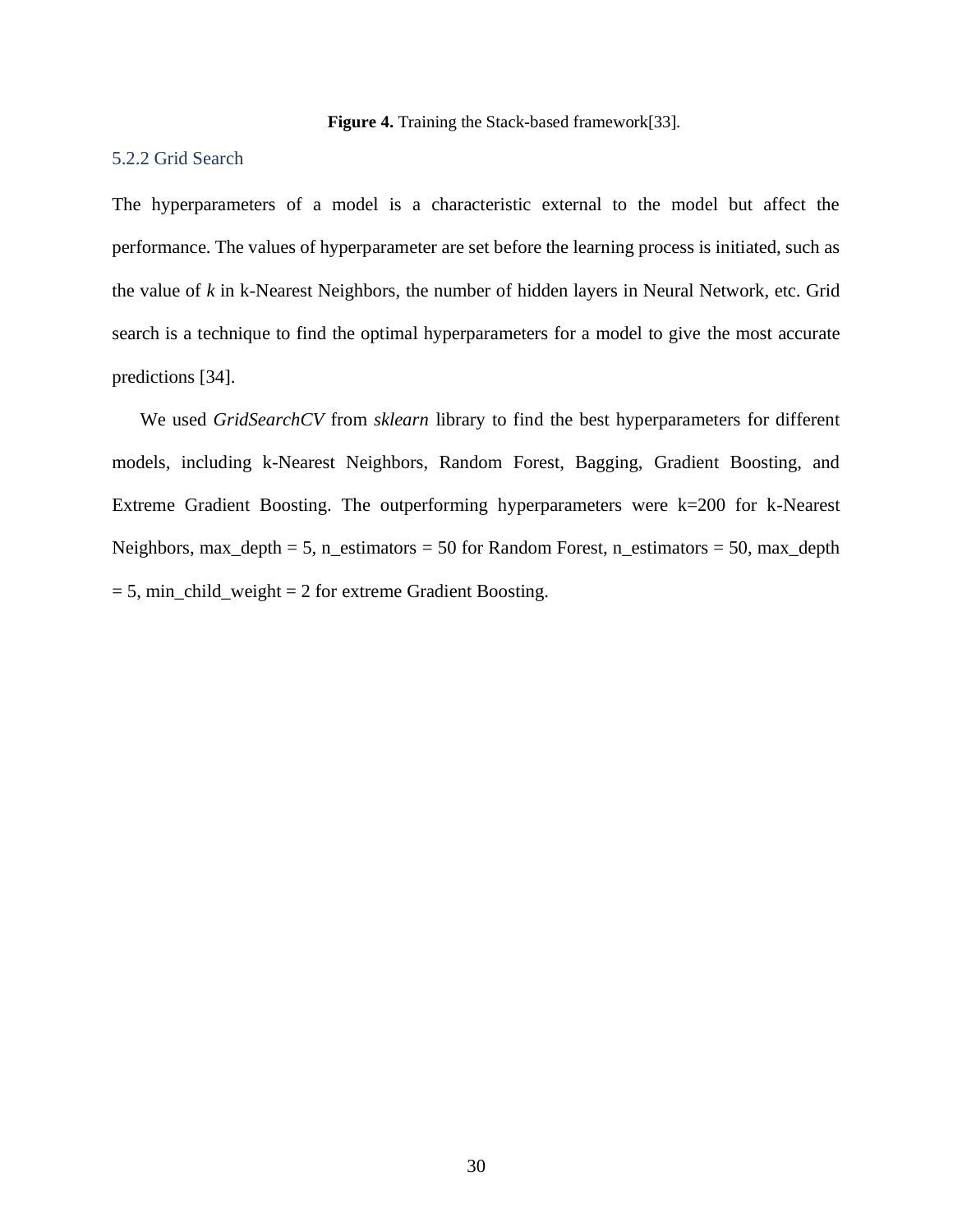**Figure 4.** Training the Stack-based framework[33].

### 5.2.2 Grid Search

The hyperparameters of a model is a characteristic external to the model but affect the performance. The values of hyperparameter are set before the learning process is initiated, such as the value of *k* in k-Nearest Neighbors, the number of hidden layers in Neural Network, etc. Grid search is a technique to find the optimal hyperparameters for a model to give the most accurate predictions [34].

We used *GridSearchCV* from *sklearn* library to find the best hyperparameters for different models, including k-Nearest Neighbors, Random Forest, Bagging, Gradient Boosting, and Extreme Gradient Boosting. The outperforming hyperparameters were k=200 for k-Nearest Neighbors, max_depth = 5, n_estimators = 50 for Random Forest, n_estimators = 50, max_depth = 5, min_child_weight = 2 for extreme Gradient Boosting.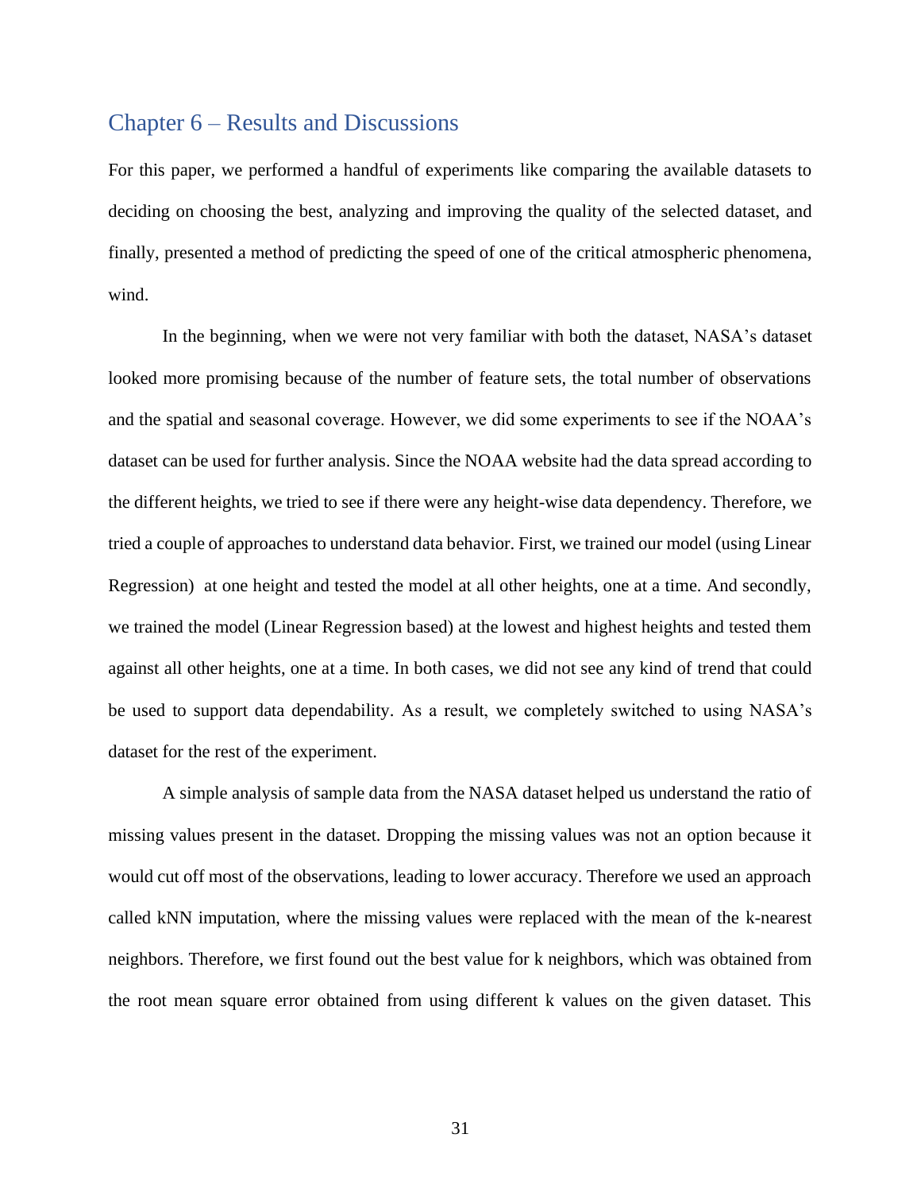# Chapter 6 – Results and Discussions

For this paper, we performed a handful of experiments like comparing the available datasets to deciding on choosing the best, analyzing and improving the quality of the selected dataset, and finally, presented a method of predicting the speed of one of the critical atmospheric phenomena, wind.

In the beginning, when we were not very familiar with both the dataset, NASA's dataset looked more promising because of the number of feature sets, the total number of observations and the spatial and seasonal coverage. However, we did some experiments to see if the NOAA's dataset can be used for further analysis. Since the NOAA website had the data spread according to the different heights, we tried to see if there were any height-wise data dependency. Therefore, we tried a couple of approaches to understand data behavior. First, we trained our model (using Linear Regression) at one height and tested the model at all other heights, one at a time. And secondly, we trained the model (Linear Regression based) at the lowest and highest heights and tested them against all other heights, one at a time. In both cases, we did not see any kind of trend that could be used to support data dependability. As a result, we completely switched to using NASA's dataset for the rest of the experiment.

A simple analysis of sample data from the NASA dataset helped us understand the ratio of missing values present in the dataset. Dropping the missing values was not an option because it would cut off most of the observations, leading to lower accuracy. Therefore we used an approach called kNN imputation, where the missing values were replaced with the mean of the k-nearest neighbors. Therefore, we first found out the best value for k neighbors, which was obtained from the root mean square error obtained from using different k values on the given dataset. This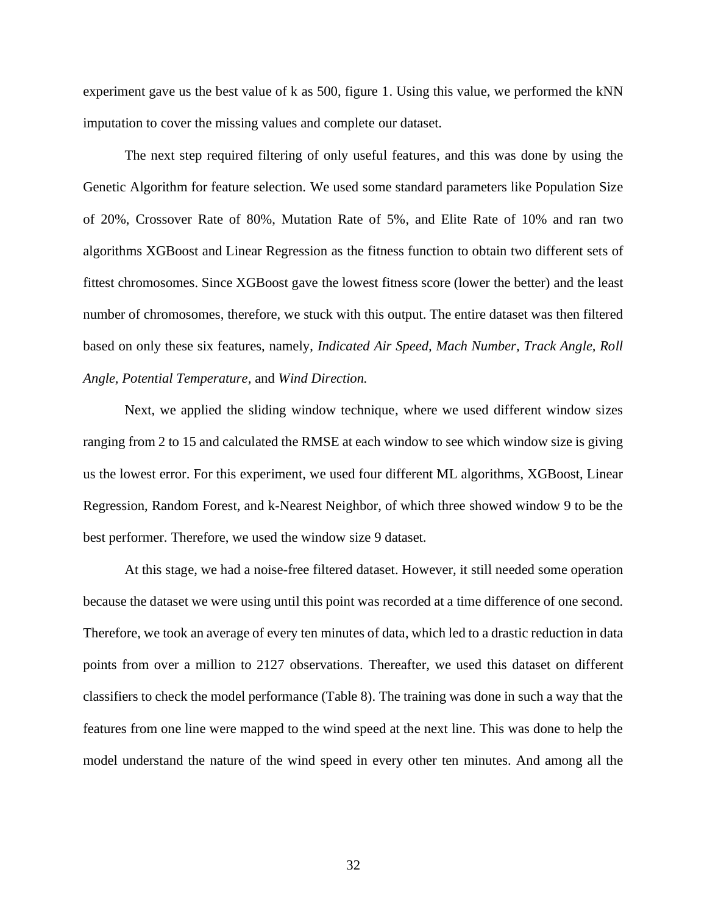experiment gave us the best value of k as 500, figure 1. Using this value, we performed the kNN imputation to cover the missing values and complete our dataset.

The next step required filtering of only useful features, and this was done by using the Genetic Algorithm for feature selection. We used some standard parameters like Population Size of 20%, Crossover Rate of 80%, Mutation Rate of 5%, and Elite Rate of 10% and ran two algorithms XGBoost and Linear Regression as the fitness function to obtain two different sets of fittest chromosomes. Since XGBoost gave the lowest fitness score (lower the better) and the least number of chromosomes, therefore, we stuck with this output. The entire dataset was then filtered based on only these six features, namely, *Indicated Air Speed, Mach Number, Track Angle, Roll Angle, Potential Temperature*, and *Wind Direction.*

Next, we applied the sliding window technique, where we used different window sizes ranging from 2 to 15 and calculated the RMSE at each window to see which window size is giving us the lowest error. For this experiment, we used four different ML algorithms, XGBoost, Linear Regression, Random Forest, and k-Nearest Neighbor, of which three showed window 9 to be the best performer. Therefore, we used the window size 9 dataset.

At this stage, we had a noise-free filtered dataset. However, it still needed some operation because the dataset we were using until this point was recorded at a time difference of one second. Therefore, we took an average of every ten minutes of data, which led to a drastic reduction in data points from over a million to 2127 observations. Thereafter, we used this dataset on different classifiers to check the model performance (Table 8). The training was done in such a way that the features from one line were mapped to the wind speed at the next line. This was done to help the model understand the nature of the wind speed in every other ten minutes. And among all the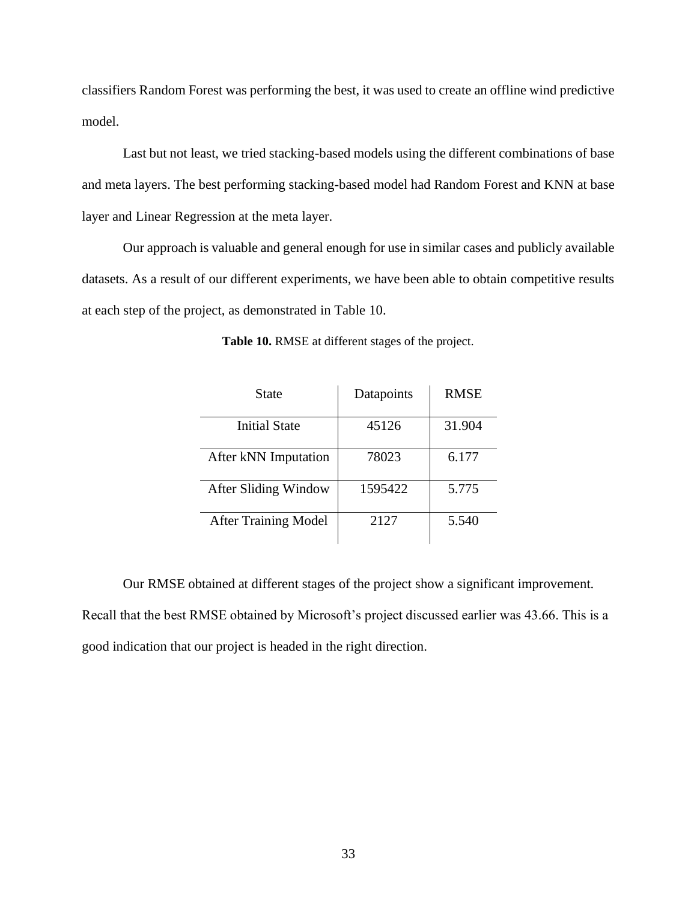classifiers Random Forest was performing the best, it was used to create an offline wind predictive model.

Last but not least, we tried stacking-based models using the different combinations of base and meta layers. The best performing stacking-based model had Random Forest and KNN at base layer and Linear Regression at the meta layer.

Our approach is valuable and general enough for use in similar cases and publicly available datasets. As a result of our different experiments, we have been able to obtain competitive results at each step of the project, as demonstrated in Table 10.

**Table 10.** RMSE at different stages of the project.

| State | Datapoints | RMSE |
|---|---|---|
| Initial State | 45126 | 31.904 |
| After kNN Imputation | 78023 | 6.177 |
| After Sliding Window | 1595422 | 5.775 |
| After Training Model | 2127 | 5.540 |

Our RMSE obtained at different stages of the project show a significant improvement. Recall that the best RMSE obtained by Microsoft's project discussed earlier was 43.66. This is a good indication that our project is headed in the right direction.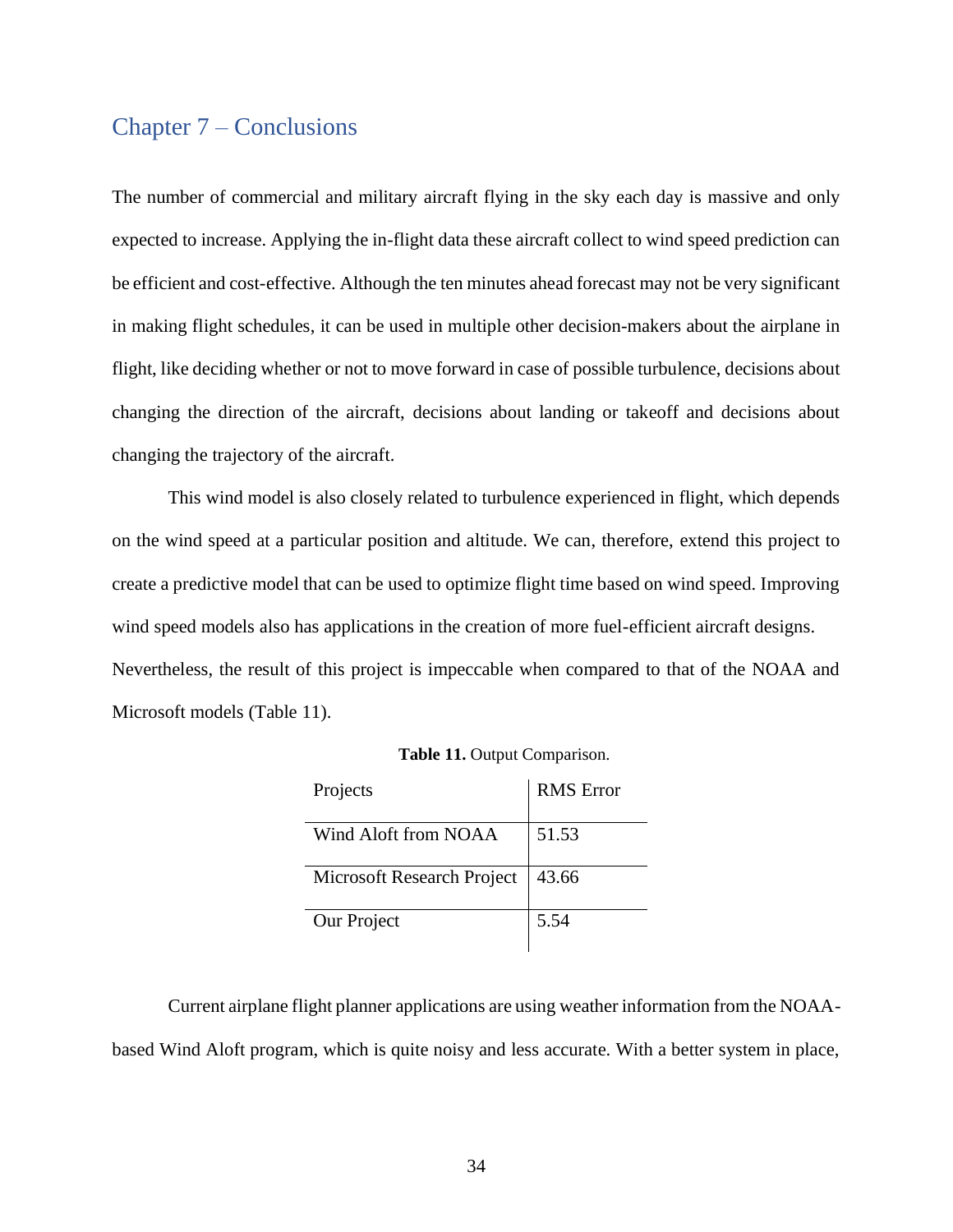# Chapter 7 – Conclusions

The number of commercial and military aircraft flying in the sky each day is massive and only expected to increase. Applying the in-flight data these aircraft collect to wind speed prediction can be efficient and cost-effective. Although the ten minutes ahead forecast may not be very significant in making flight schedules, it can be used in multiple other decision-makers about the airplane in flight, like deciding whether or not to move forward in case of possible turbulence, decisions about changing the direction of the aircraft, decisions about landing or takeoff and decisions about changing the trajectory of the aircraft.

This wind model is also closely related to turbulence experienced in flight, which depends on the wind speed at a particular position and altitude. We can, therefore, extend this project to create a predictive model that can be used to optimize flight time based on wind speed. Improving wind speed models also has applications in the creation of more fuel-efficient aircraft designs. Nevertheless, the result of this project is impeccable when compared to that of the NOAA and Microsoft models (Table 11).

**Table 11.** Output Comparison.

| Projects | RMS Error |
|---|---|
| Wind Aloft from NOAA | 51.53 |
| Microsoft Research Project | 43.66 |
| Our Project | 5.54 |

Current airplane flight planner applications are using weather information from the NOAA-based Wind Aloft program, which is quite noisy and less accurate. With a better system in place,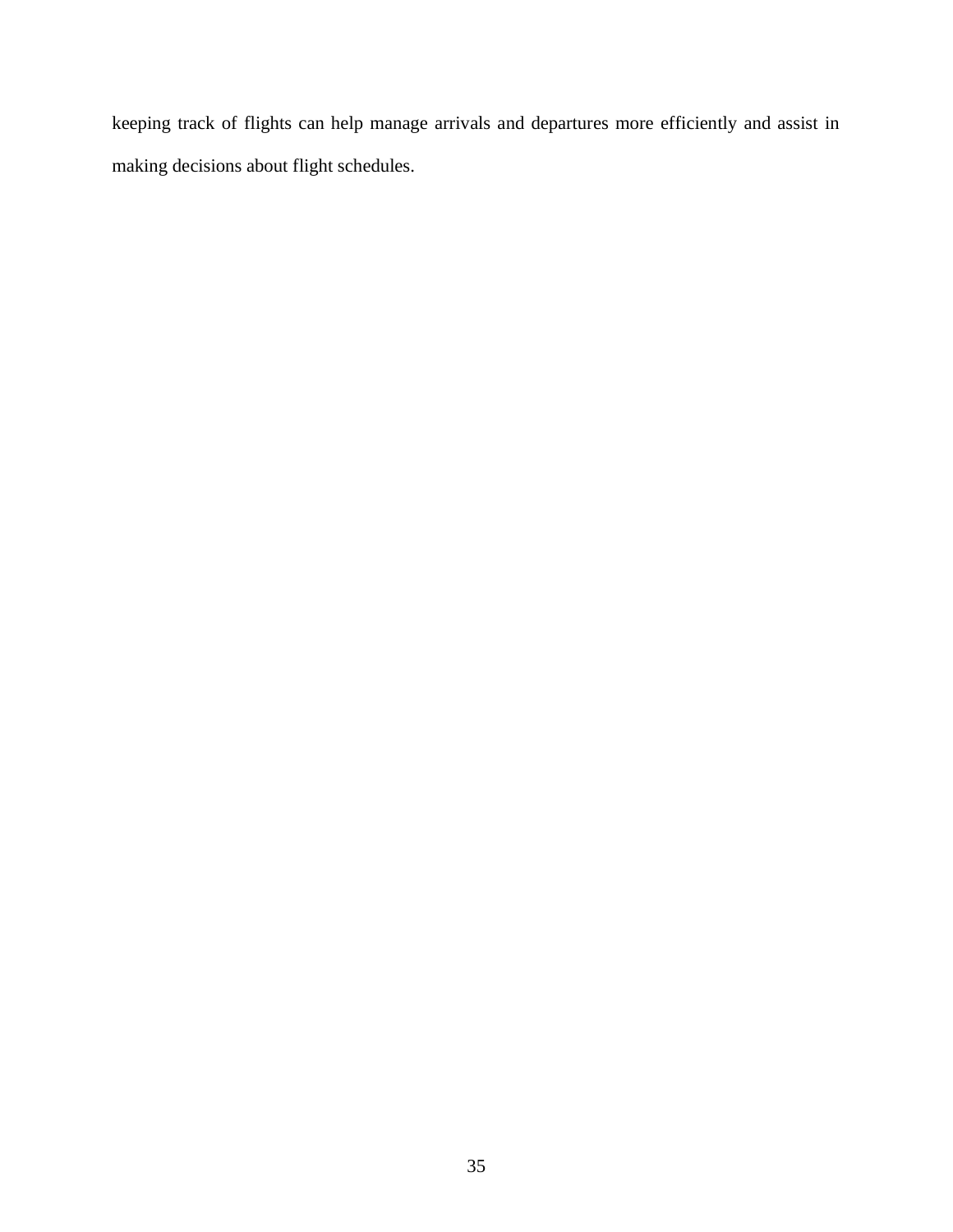keeping track of flights can help manage arrivals and departures more efficiently and assist in making decisions about flight schedules.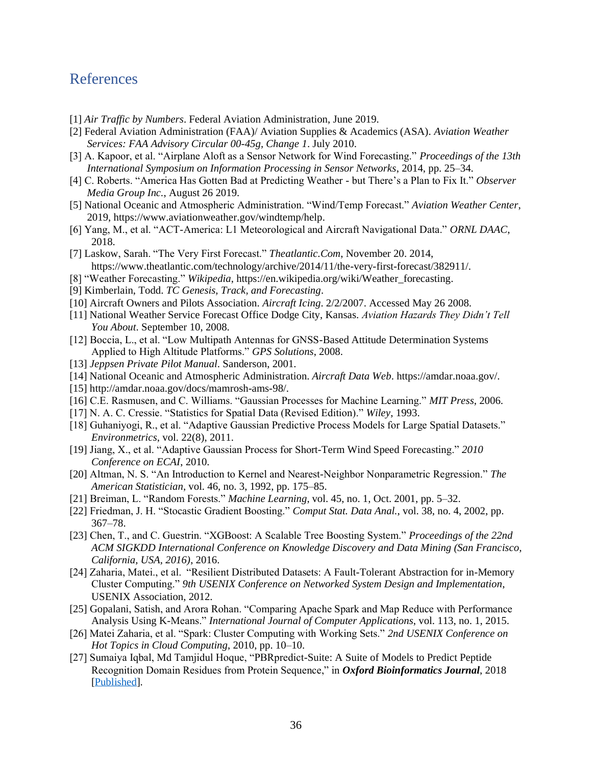# References

[1] *Air Traffic by Numbers*. Federal Aviation Administration, June 2019.

[2] Federal Aviation Administration (FAA)/ Aviation Supplies & Academics (ASA). *Aviation Weather Services: FAA Advisory Circular 00-45g, Change 1*. July 2010.

[3] A. Kapoor, et al. "Airplane Aloft as a Sensor Network for Wind Forecasting." *Proceedings of the 13th International Symposium on Information Processing in Sensor Networks*, 2014, pp. 25–34.

[4] C. Roberts. "America Has Gotten Bad at Predicting Weather - but There's a Plan to Fix It." *Observer Media Group Inc.*, August 26 2019.

[5] National Oceanic and Atmospheric Administration. "Wind/Temp Forecast." *Aviation Weather Center*, 2019, https://www.aviationweather.gov/windtemp/help.

[6] Yang, M., et al. "ACT-America: L1 Meteorological and Aircraft Navigational Data." *ORNL DAAC*, 2018.

[7] Laskow, Sarah. "The Very First Forecast." *Theatlantic.Com*, November 20. 2014, https://www.theatlantic.com/technology/archive/2014/11/the-very-first-forecast/382911/.

[8] "Weather Forecasting." *Wikipedia*, https://en.wikipedia.org/wiki/Weather_forecasting.

[9] Kimberlain, Todd. *TC Genesis, Track, and Forecasting*.

[10] Aircraft Owners and Pilots Association. *Aircraft Icing*. 2/2/2007. Accessed May 26 2008.

[11] National Weather Service Forecast Office Dodge City, Kansas. *Aviation Hazards They Didn't Tell You About*. September 10, 2008.

[12] Boccia, L., et al. "Low Multipath Antennas for GNSS-Based Attitude Determination Systems Applied to High Altitude Platforms." *GPS Solutions*, 2008.

[13] *Jeppsen Private Pilot Manual*. Sanderson, 2001.

[14] National Oceanic and Atmospheric Administration. *Aircraft Data Web*. https://amdar.noaa.gov/.

[15] http://amdar.noaa.gov/docs/mamrosh-ams-98/.

[16] C.E. Rasmusen, and C. Williams. "Gaussian Processes for Machine Learning." *MIT Press*, 2006.

[17] N. A. C. Cressie. "Statistics for Spatial Data (Revised Edition)." *Wiley*, 1993.

[18] Guhaniyogi, R., et al. "Adaptive Gaussian Predictive Process Models for Large Spatial Datasets." *Environmetrics*, vol. 22(8), 2011.

[19] Jiang, X., et al. "Adaptive Gaussian Process for Short-Term Wind Speed Forecasting." *2010 Conference on ECAI*, 2010.

[20] Altman, N. S. "An Introduction to Kernel and Nearest-Neighbor Nonparametric Regression." *The American Statistician*, vol. 46, no. 3, 1992, pp. 175–85.

[21] Breiman, L. "Random Forests." *Machine Learning*, vol. 45, no. 1, Oct. 2001, pp. 5–32.

[22] Friedman, J. H. "Stocastic Gradient Boosting." *Comput Stat. Data Anal.*, vol. 38, no. 4, 2002, pp. 367–78.

[23] Chen, T., and C. Guestrin. "XGBoost: A Scalable Tree Boosting System." *Proceedings of the 22nd ACM SIGKDD International Conference on Knowledge Discovery and Data Mining (San Francisco, California, USA, 2016)*, 2016.

[24] Zaharia, Matei., et al. "Resilient Distributed Datasets: A Fault-Tolerant Abstraction for in-Memory Cluster Computing." *9th USENIX Conference on Networked System Design and Implementation*, USENIX Association, 2012.

[25] Gopalani, Satish, and Arora Rohan. "Comparing Apache Spark and Map Reduce with Performance Analysis Using K-Means." *International Journal of Computer Applications*, vol. 113, no. 1, 2015.

[26] Matei Zaharia, et al. "Spark: Cluster Computing with Working Sets." *2nd USENIX Conference on Hot Topics in Cloud Computing*, 2010, pp. 10–10.

[27] Sumaiya Iqbal, Md Tamjidul Hoque, "PBRpredict-Suite: A Suite of Models to Predict Peptide Recognition Domain Residues from Protein Sequence," in ***Oxford Bioinformatics Journal***, 2018 [Published].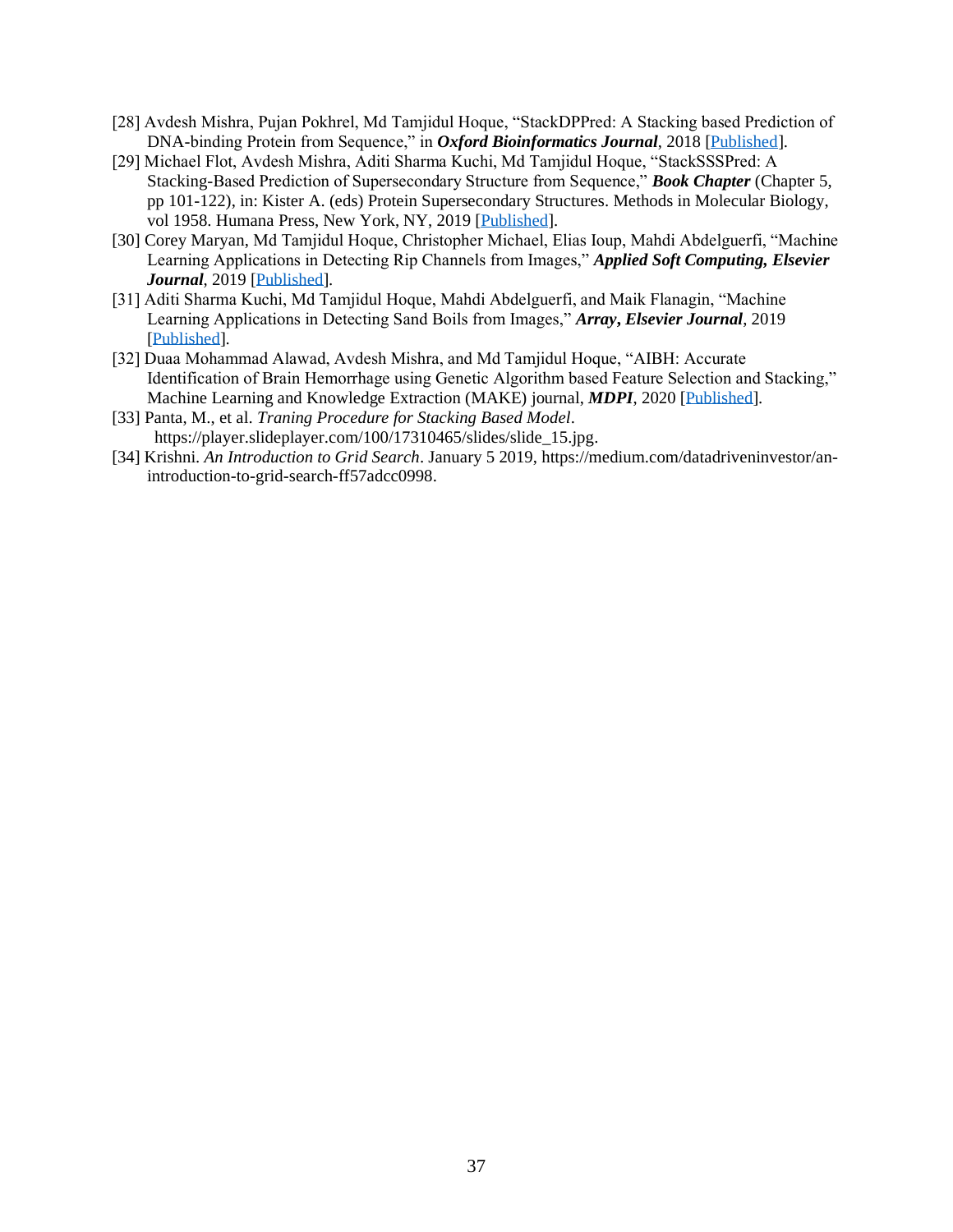[28] Avdesh Mishra, Pujan Pokhrel, Md Tamjidul Hoque, "StackDPPred: A Stacking based Prediction of DNA-binding Protein from Sequence," in ***Oxford Bioinformatics Journal***, 2018 [Published].

[29] Michael Flot, Avdesh Mishra, Aditi Sharma Kuchi, Md Tamjidul Hoque, "StackSSSPred: A Stacking-Based Prediction of Supersecondary Structure from Sequence," ***Book Chapter*** (Chapter 5, pp 101-122), in: Kister A. (eds) Protein Supersecondary Structures. Methods in Molecular Biology, vol 1958. Humana Press, New York, NY, 2019 [Published].

[30] Corey Maryan, Md Tamjidul Hoque, Christopher Michael, Elias Ioup, Mahdi Abdelguerfi, "Machine Learning Applications in Detecting Rip Channels from Images," ***Applied Soft Computing, Elsevier Journal***, 2019 [Published].

[31] Aditi Sharma Kuchi, Md Tamjidul Hoque, Mahdi Abdelguerfi, and Maik Flanagin, "Machine Learning Applications in Detecting Sand Boils from Images," ***Array, Elsevier Journal***, 2019 [Published].

[32] Duaa Mohammad Alawad, Avdesh Mishra, and Md Tamjidul Hoque, "AIBH: Accurate Identification of Brain Hemorrhage using Genetic Algorithm based Feature Selection and Stacking," Machine Learning and Knowledge Extraction (MAKE) journal, ***MDPI***, 2020 [Published].

[33] Panta, M., et al. *Traning Procedure for Stacking Based Model*. https://player.slideplayer.com/100/17310465/slides/slide_15.jpg.

[34] Krishni. *An Introduction to Grid Search*. January 5 2019, https://medium.com/datadriveninvestor/an-introduction-to-grid-search-ff57adcc0998.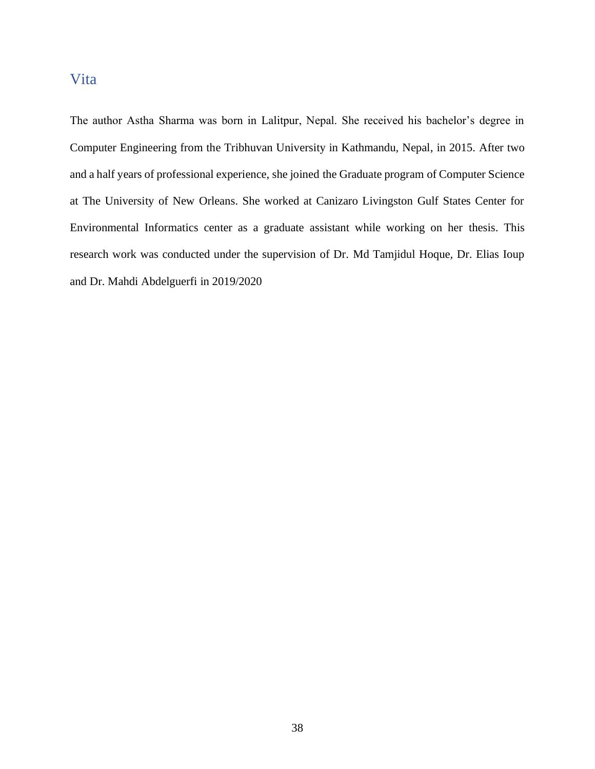# Vita

The author Astha Sharma was born in Lalitpur, Nepal. She received his bachelor's degree in Computer Engineering from the Tribhuvan University in Kathmandu, Nepal, in 2015. After two and a half years of professional experience, she joined the Graduate program of Computer Science at The University of New Orleans. She worked at Canizaro Livingston Gulf States Center for Environmental Informatics center as a graduate assistant while working on her thesis. This research work was conducted under the supervision of Dr. Md Tamjidul Hoque, Dr. Elias Ioup and Dr. Mahdi Abdelguerfi in 2019/2020